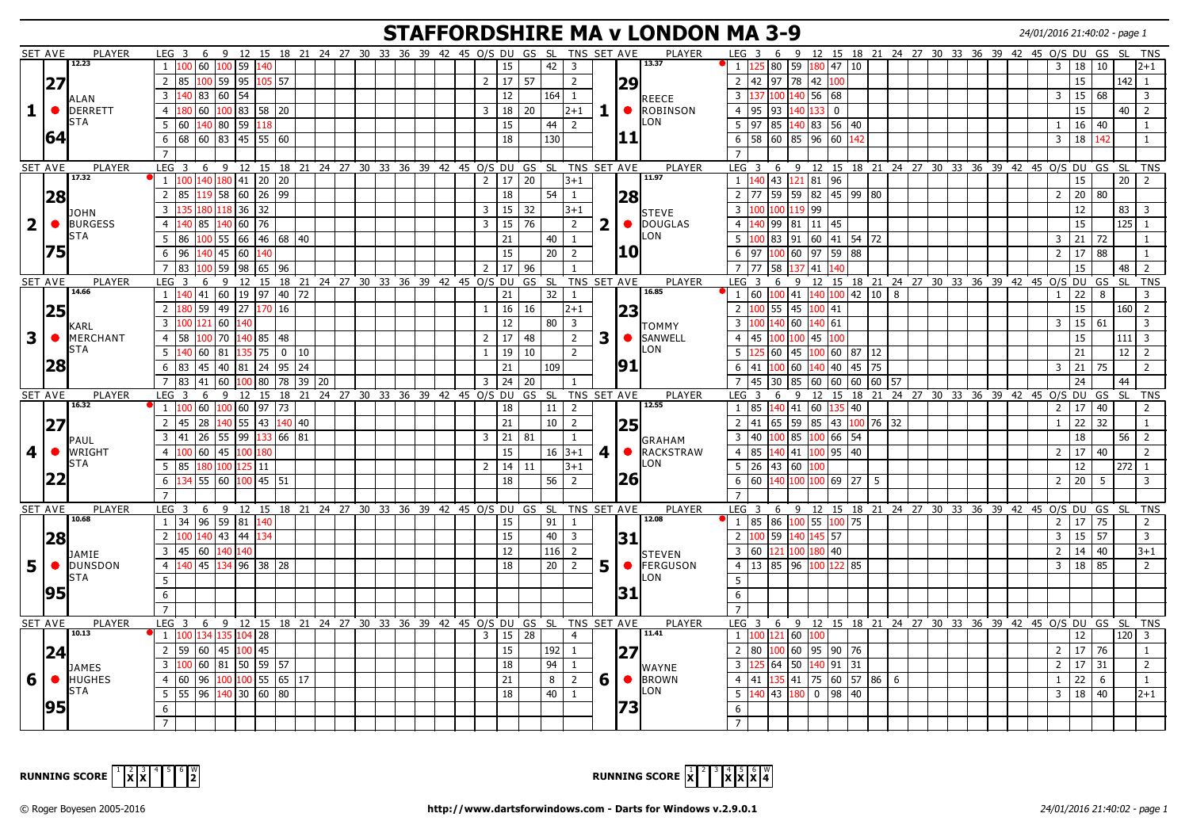# STAFFORDSHIRE MA v LONDON MA 3-9

24/01/2016 21:40:02 - page 1

## Set 1

**SET AVE:** 12.23 — 27 / 64 — **PLAYER:** ALAN DERRETT (STA)

| LEG | 3 | 6 | 9 | 12 | 15 | 18 | 21 | 24 | 27 | 30 | 33 | 36 | 39 | 42 | 45 | O/S | DU | GS | SL | TNS |
|---|---|---|---|---|---|---|---|---|---|---|---|---|---|---|---|---|---|---|---|---|
| 1 | 100 | 60 | 100 | 59 | 140 | | | | | | | | | | | | 15 | | 42 | 3 |
| 2 | 85 | 100 | 59 | 95 | 105 | 57 | | | | | | | | | | 2 | 17 | 57 | | 2 |
| 3 | 140 | 83 | 60 | 54 | | | | | | | | | | | | | 12 | | 164 | 1 |
| 4 | 180 | 60 | 100 | 83 | 58 | 20 | | | | | | | | | | 3 | 18 | 20 | | 2+1 |
| 5 | 60 | 140 | 80 | 59 | 118 | | | | | | | | | | | | 15 | | 44 | 2 |
| 6 | 68 | 60 | 83 | 45 | 55 | 60 | | | | | | | | | | | 18 | | 130 | |
| 7 | | | | | | | | | | | | | | | | | | | | |

**SET AVE:** 13.37 — 29 / 11 — **PLAYER:** REECE ROBINSON (LON)

| LEG | 3 | 6 | 9 | 12 | 15 | 18 | 21 | 24 | 27 | 30 | 33 | 36 | 39 | 42 | 45 | O/S | DU | GS | SL | TNS |
|---|---|---|---|---|---|---|---|---|---|---|---|---|---|---|---|---|---|---|---|---|
| 1 | 125 | 80 | 59 | 180 | 47 | 10 | | | | | | | | | | 3 | 18 | 10 | | 2+1 |
| 2 | 42 | 97 | 78 | 42 | 100 | | | | | | | | | | | | 15 | | 142 | 1 |
| 3 | 137 | 100 | 140 | 56 | 68 | | | | | | | | | | | 3 | 15 | 68 | | 3 |
| 4 | 95 | 93 | 140 | 133 | 0 | | | | | | | | | | | | 15 | | 40 | 2 |
| 5 | 97 | 85 | 140 | 83 | 56 | 40 | | | | | | | | | | 1 | 16 | 40 | | 1 |
| 6 | 58 | 60 | 85 | 96 | 60 | 142 | | | | | | | | | | 3 | 18 | 142 | | 1 |
| 7 | | | | | | | | | | | | | | | | | | | | |

## Set 2

**SET AVE:** 17.32 — 28 / 75 — **PLAYER:** JOHN BURGESS (STA)

| LEG | 3 | 6 | 9 | 12 | 15 | 18 | 21 | 24 | 27 | 30 | 33 | 36 | 39 | 42 | 45 | O/S | DU | GS | SL | TNS |
|---|---|---|---|---|---|---|---|---|---|---|---|---|---|---|---|---|---|---|---|---|
| 1 | 100 | 140 | 180 | 41 | 20 | 20 | | | | | | | | | | 2 | 17 | 20 | | 3+1 |
| 2 | 85 | 119 | 58 | 60 | 26 | 99 | | | | | | | | | | | 18 | | 54 | 1 |
| 3 | 135 | 180 | 118 | 36 | 32 | | | | | | | | | | | 3 | 15 | 32 | | 3+1 |
| 4 | 140 | 85 | 140 | 60 | 76 | | | | | | | | | | | 3 | 15 | 76 | | 2 |
| 5 | 86 | 100 | 55 | 66 | 46 | 68 | 40 | | | | | | | | | | 21 | | 40 | 1 |
| 6 | 96 | 140 | 45 | 60 | 140 | | | | | | | | | | | | 15 | | 20 | 2 |
| 7 | 83 | 100 | 59 | 98 | 65 | 96 | | | | | | | | | | 2 | 17 | 96 | | 1 |

**SET AVE:** 11.97 — 28 / 10 — **PLAYER:** STEVE DOUGLAS (LON)

| LEG | 3 | 6 | 9 | 12 | 15 | 18 | 21 | 24 | 27 | 30 | 33 | 36 | 39 | 42 | 45 | O/S | DU | GS | SL | TNS |
|---|---|---|---|---|---|---|---|---|---|---|---|---|---|---|---|---|---|---|---|---|
| 1 | 140 | 43 | 121 | 81 | 96 | | | | | | | | | | | | 15 | | 20 | 2 |
| 2 | 77 | 59 | 59 | 82 | 45 | 99 | 80 | | | | | | | | | 2 | 20 | 80 | | |
| 3 | 100 | 100 | 119 | 99 | | | | | | | | | | | | | 12 | | 83 | 3 |
| 4 | 140 | 99 | 81 | 11 | 45 | | | | | | | | | | | | 15 | | 125 | 1 |
| 5 | 100 | 83 | 91 | 60 | 41 | 54 | 72 | | | | | | | | | 3 | 21 | 72 | | 1 |
| 6 | 97 | 100 | 60 | 97 | 59 | 88 | | | | | | | | | | 2 | 17 | 88 | | 1 |
| 7 | 77 | 58 | 137 | 41 | 140 | | | | | | | | | | | | 15 | | 48 | 2 |

## Set 3

**SET AVE:** 14.66 — 25 / 28 — **PLAYER:** KARL MERCHANT (STA)

| LEG | 3 | 6 | 9 | 12 | 15 | 18 | 21 | 24 | 27 | 30 | 33 | 36 | 39 | 42 | 45 | O/S | DU | GS | SL | TNS |
|---|---|---|---|---|---|---|---|---|---|---|---|---|---|---|---|---|---|---|---|---|
| 1 | 140 | 41 | 60 | 19 | 97 | 40 | 72 | | | | | | | | | | 21 | | 32 | 1 |
| 2 | 180 | 59 | 49 | 27 | 170 | 16 | | | | | | | | | | 1 | 16 | 16 | | 2+1 |
| 3 | 100 | 121 | 60 | 140 | | | | | | | | | | | | | 12 | | 80 | 3 |
| 4 | 58 | 100 | 70 | 140 | 85 | 48 | | | | | | | | | | 2 | 17 | 48 | | 2 |
| 5 | 140 | 60 | 81 | 135 | 75 | 0 | 10 | | | | | | | | | 1 | 19 | 10 | | 2 |
| 6 | 83 | 45 | 40 | 81 | 24 | 95 | 24 | | | | | | | | | | 21 | | 109 | |
| 7 | 83 | 41 | 60 | 100 | 80 | 78 | 39 | 20 | | | | | | | | 3 | 24 | 20 | | 1 |

**SET AVE:** 16.85 — 23 / 91 — **PLAYER:** TOMMY SANWELL (LON)

| LEG | 3 | 6 | 9 | 12 | 15 | 18 | 21 | 24 | 27 | 30 | 33 | 36 | 39 | 42 | 45 | O/S | DU | GS | SL | TNS |
|---|---|---|---|---|---|---|---|---|---|---|---|---|---|---|---|---|---|---|---|---|
| 1 | 60 | 100 | 41 | 140 | 100 | 42 | 10 | 8 | | | | | | | | 1 | 22 | 8 | | 3 |
| 2 | 100 | 55 | 45 | 100 | 41 | | | | | | | | | | | | 15 | | 160 | 2 |
| 3 | 100 | 140 | 60 | 140 | 61 | | | | | | | | | | | 3 | 15 | 61 | | 3 |
| 4 | 45 | 100 | 100 | 45 | 100 | | | | | | | | | | | | 15 | | 111 | 3 |
| 5 | 125 | 60 | 45 | 100 | 60 | 87 | 12 | | | | | | | | | | 21 | | 12 | 2 |
| 6 | 41 | 100 | 60 | 140 | 40 | 45 | 75 | | | | | | | | | 3 | 21 | 75 | | 2 |
| 7 | 45 | 30 | 85 | 60 | 60 | 60 | 60 | 57 | | | | | | | | | 24 | | 44 | |

## Set 4

**SET AVE:** 16.32 — 27 / 22 — **PLAYER:** PAUL WRIGHT (STA)

| LEG | 3 | 6 | 9 | 12 | 15 | 18 | 21 | 24 | 27 | 30 | 33 | 36 | 39 | 42 | 45 | O/S | DU | GS | SL | TNS |
|---|---|---|---|---|---|---|---|---|---|---|---|---|---|---|---|---|---|---|---|---|
| 1 | 100 | 60 | 100 | 60 | 97 | 73 | | | | | | | | | | | 18 | | 11 | 2 |
| 2 | 45 | 28 | 140 | 55 | 43 | 140 | 40 | | | | | | | | | | 21 | | 10 | 2 |
| 3 | 41 | 26 | 55 | 99 | 133 | 66 | 81 | | | | | | | | | 3 | 21 | 81 | | 1 |
| 4 | 100 | 60 | 45 | 100 | 180 | | | | | | | | | | | | 15 | | 16 | 3+1 |
| 5 | 85 | 180 | 100 | 125 | 11 | | | | | | | | | | | 2 | 14 | 11 | | 3+1 |
| 6 | 134 | 55 | 60 | 100 | 45 | 51 | | | | | | | | | | | 18 | | 56 | 2 |
| 7 | | | | | | | | | | | | | | | | | | | | |

**SET AVE:** 12.55 — 25 / 26 — **PLAYER:** GRAHAM RACKSTRAW (LON)

| LEG | 3 | 6 | 9 | 12 | 15 | 18 | 21 | 24 | 27 | 30 | 33 | 36 | 39 | 42 | 45 | O/S | DU | GS | SL | TNS |
|---|---|---|---|---|---|---|---|---|---|---|---|---|---|---|---|---|---|---|---|---|
| 1 | 85 | 140 | 41 | 60 | 135 | 40 | | | | | | | | | | 2 | 17 | 40 | | 2 |
| 2 | 41 | 65 | 59 | 85 | 43 | 100 | 76 | 32 | | | | | | | | 1 | 22 | 32 | | 1 |
| 3 | 40 | 100 | 85 | 100 | 66 | 54 | | | | | | | | | | | 18 | | 56 | 2 |
| 4 | 85 | 140 | 41 | 100 | 95 | 40 | | | | | | | | | | 2 | 17 | 40 | | 2 |
| 5 | 26 | 43 | 60 | 100 | | | | | | | | | | | | | 12 | | 272 | 1 |
| 6 | 60 | 140 | 100 | 100 | 69 | 27 | 5 | | | | | | | | | 2 | 20 | 5 | | 3 |
| 7 | | | | | | | | | | | | | | | | | | | | |

## Set 5

**SET AVE:** 10.68 — 28 / 95 — **PLAYER:** JAMIE DUNSDON (STA)

| LEG | 3 | 6 | 9 | 12 | 15 | 18 | 21 | 24 | 27 | 30 | 33 | 36 | 39 | 42 | 45 | O/S | DU | GS | SL | TNS |
|---|---|---|---|---|---|---|---|---|---|---|---|---|---|---|---|---|---|---|---|---|
| 1 | 34 | 96 | 59 | 81 | 140 | | | | | | | | | | | | 15 | | 91 | 1 |
| 2 | 100 | 140 | 43 | 44 | 134 | | | | | | | | | | | | 15 | | 40 | 3 |
| 3 | 45 | 60 | 140 | 140 | | | | | | | | | | | | | 12 | | 116 | 2 |
| 4 | 140 | 45 | 134 | 96 | 38 | 28 | | | | | | | | | | | 18 | | 20 | 2 |
| 5 | | | | | | | | | | | | | | | | | | | | |
| 6 | | | | | | | | | | | | | | | | | | | | |
| 7 | | | | | | | | | | | | | | | | | | | | |

**SET AVE:** 12.08 — 31 / 31 — **PLAYER:** STEVEN FERGUSON (LON)

| LEG | 3 | 6 | 9 | 12 | 15 | 18 | 21 | 24 | 27 | 30 | 33 | 36 | 39 | 42 | 45 | O/S | DU | GS | SL | TNS |
|---|---|---|---|---|---|---|---|---|---|---|---|---|---|---|---|---|---|---|---|---|
| 1 | 85 | 86 | 100 | 55 | 100 | 75 | | | | | | | | | | 2 | 17 | 75 | | 2 |
| 2 | 100 | 59 | 140 | 145 | 57 | | | | | | | | | | | 3 | 15 | 57 | | 3 |
| 3 | 60 | 121 | 100 | 180 | 40 | | | | | | | | | | | 2 | 14 | 40 | | 3+1 |
| 4 | 13 | 85 | 96 | 100 | 122 | 85 | | | | | | | | | | 3 | 18 | 85 | | 2 |
| 5 | | | | | | | | | | | | | | | | | | | | |
| 6 | | | | | | | | | | | | | | | | | | | | |
| 7 | | | | | | | | | | | | | | | | | | | | |

## Set 6

**SET AVE:** 10.13 — 24 / 95 — **PLAYER:** JAMES HUGHES (STA)

| LEG | 3 | 6 | 9 | 12 | 15 | 18 | 21 | 24 | 27 | 30 | 33 | 36 | 39 | 42 | 45 | O/S | DU | GS | SL | TNS |
|---|---|---|---|---|---|---|---|---|---|---|---|---|---|---|---|---|---|---|---|---|
| 1 | 100 | 134 | 135 | 104 | 28 | | | | | | | | | | | 3 | 15 | 28 | | 4 |
| 2 | 59 | 60 | 45 | 100 | 45 | | | | | | | | | | | | 15 | | 192 | 1 |
| 3 | 100 | 60 | 81 | 50 | 59 | 57 | | | | | | | | | | | 18 | | 94 | 1 |
| 4 | 60 | 96 | 100 | 100 | 55 | 65 | 17 | | | | | | | | | | 21 | | 8 | 2 |
| 5 | 55 | 96 | 140 | 30 | 60 | 80 | | | | | | | | | | | 18 | | 40 | 1 |
| 6 | | | | | | | | | | | | | | | | | | | | |
| 7 | | | | | | | | | | | | | | | | | | | | |

**SET AVE:** 11.41 — 27 / 73 — **PLAYER:** WAYNE BROWN (LON)

| LEG | 3 | 6 | 9 | 12 | 15 | 18 | 21 | 24 | 27 | 30 | 33 | 36 | 39 | 42 | 45 | O/S | DU | GS | SL | TNS |
|---|---|---|---|---|---|---|---|---|---|---|---|---|---|---|---|---|---|---|---|---|
| 1 | 100 | 121 | 60 | 100 | | | | | | | | | | | | | 12 | | 120 | 3 |
| 2 | 80 | 100 | 60 | 95 | 90 | 76 | | | | | | | | | | 2 | 17 | 76 | | 1 |
| 3 | 125 | 64 | 50 | 140 | 91 | 31 | | | | | | | | | | 2 | 17 | 31 | | 2 |
| 4 | 41 | 135 | 41 | 75 | 60 | 57 | 86 | 6 | | | | | | | | 1 | 22 | 6 | | 1 |
| 5 | 140 | 43 | 180 | 0 | 98 | 40 | | | | | | | | | | 3 | 18 | 40 | | 2+1 |
| 6 | | | | | | | | | | | | | | | | | | | | |
| 7 | | | | | | | | | | | | | | | | | | | | |

**RUNNING SCORE (STA)**

| 1 | 2 | 3 | 4 | 5 | 6 | W |
|---|---|---|---|---|---|---|
| | X | X | | | | 2 |

**RUNNING SCORE (LON)**

| 1 | 2 | 3 | 4 | 5 | 6 | W |
|---|---|---|---|---|---|---|
| X | | | X | X | X | 4 |

© Roger Boyesen 2005-2016 — http://www.dartsforwindows.com - Darts for Windows v.2.9.0.1 — 24/01/2016 21:40:02 - page 1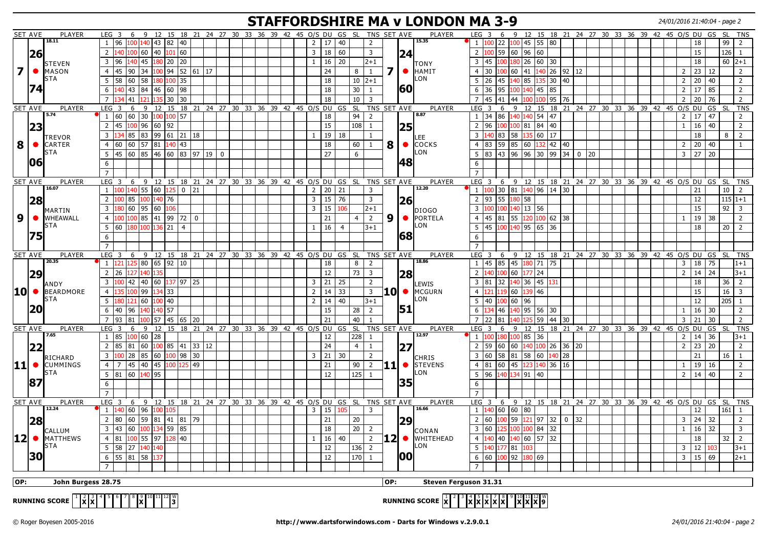# STAFFORDSHIRE MA v LONDON MA 3-9

24/01/2016 21:40:04 - page 2

## Match 7

**STEVEN MASON (STA)**: SET AVE 26.74 (18.11)

| LEG | 3 | 6 | 9 | 12 | 15 | 18 | 21 | 24 | 27 | O/S | DU | GS | SL | TNS |
|---|---|---|---|---|---|---|---|---|---|---|---|---|---|---|
| 1 | 96 | 100 | 140 | 43 | 82 | 40 | | | | 2 | 17 | 40 | | 2 |
| 2 | 140 | 100 | 60 | 40 | 101 | 60 | | | | 3 | 18 | 60 | | 3 |
| 3 | 96 | 140 | 45 | 180 | 20 | 20 | | | | 1 | 16 | 20 | | 2+1 |
| 4 | 45 | 90 | 34 | 100 | 94 | 52 | 61 | 17 | | | 24 | | 8 | 1 |
| 5 | 58 | 60 | 58 | 180 | 100 | 35 | | | | | 18 | | 10 | 2+1 |
| 6 | 140 | 43 | 84 | 46 | 60 | 98 | | | | | 18 | | 30 | 1 |
| 7 | 134 | 41 | 121 | 135 | 30 | 30 | | | | | 18 | | 10 | 3 |

**TONY HAMIT (LON)**: SET AVE 24.60 (15.35)

| LEG | 3 | 6 | 9 | 12 | 15 | 18 | 21 | 24 | 27 | O/S | DU | GS | SL | TNS |
|---|---|---|---|---|---|---|---|---|---|---|---|---|---|---|
| 1 | 100 | 22 | 100 | 45 | 55 | 80 | | | | | 18 | | 99 | 2 |
| 2 | 100 | 59 | 60 | 96 | 60 | | | | | | 15 | | 126 | 1 |
| 3 | 45 | 100 | 180 | 26 | 60 | 30 | | | | | 18 | | 60 | 2+1 |
| 4 | 30 | 100 | 60 | 41 | 140 | 26 | 92 | 12 | | 2 | 23 | 12 | | 2 |
| 5 | 26 | 45 | 140 | 85 | 135 | 30 | 40 | | | 2 | 20 | 40 | | 2 |
| 6 | 36 | 95 | 100 | 140 | 45 | 85 | | | | 2 | 17 | 85 | | 2 |
| 7 | 45 | 41 | 44 | 100 | 100 | 95 | 76 | | | 2 | 20 | 76 | | 2 |

## Match 8

**TREVOR CARTER (STA)**: SET AVE 23.06 (5.74)

| LEG | 3 | 6 | 9 | 12 | 15 | 18 | 21 | 24 | 27 | O/S | DU | GS | SL | TNS |
|---|---|---|---|---|---|---|---|---|---|---|---|---|---|---|
| 1 | 60 | 60 | 30 | 100 | 100 | 57 | | | | | 18 | | 94 | 2 |
| 2 | 45 | 100 | 96 | 60 | 92 | | | | | | 15 | | 108 | 1 |
| 3 | 134 | 85 | 83 | 99 | 61 | 21 | 18 | | | 1 | 19 | 18 | | 1 |
| 4 | 60 | 60 | 57 | 81 | 140 | 43 | | | | | 18 | | 60 | 1 |
| 5 | 45 | 60 | 85 | 46 | 60 | 83 | 97 | 19 | 0 | | 27 | | 6 | |
| 6 | | | | | | | | | | | | | | |
| 7 | | | | | | | | | | | | | | |

**LEE COCKS (LON)**: SET AVE 25.48 (8.87)

| LEG | 3 | 6 | 9 | 12 | 15 | 18 | 21 | 24 | 27 | O/S | DU | GS | SL | TNS |
|---|---|---|---|---|---|---|---|---|---|---|---|---|---|---|
| 1 | 34 | 86 | 140 | 140 | 54 | 47 | | | | 2 | 17 | 47 | | 2 |
| 2 | 96 | 100 | 100 | 81 | 84 | 40 | | | | 1 | 16 | 40 | | 2 |
| 3 | 140 | 83 | 58 | 135 | 60 | 17 | | | | | 18 | | 8 | 2 |
| 4 | 83 | 59 | 85 | 60 | 132 | 42 | 40 | | | 2 | 20 | 40 | | 1 |
| 5 | 83 | 43 | 96 | 96 | 30 | 99 | 34 | 0 | 20 | 3 | 27 | 20 | | |
| 6 | | | | | | | | | | | | | | |
| 7 | | | | | | | | | | | | | | |

## Match 9

**MARTIN WHEAWALL (STA)**: SET AVE 28.75 (16.07)

| LEG | 3 | 6 | 9 | 12 | 15 | 18 | 21 | 24 | 27 | O/S | DU | GS | SL | TNS |
|---|---|---|---|---|---|---|---|---|---|---|---|---|---|---|
| 1 | 100 | 140 | 55 | 60 | 125 | 0 | 21 | | | 2 | 20 | 21 | | 3 |
| 2 | 100 | 85 | 100 | 140 | 76 | | | | | 3 | 15 | 76 | | 3 |
| 3 | 180 | 60 | 95 | 60 | 106 | | | | | 3 | 15 | 106 | | 2+1 |
| 4 | 100 | 100 | 85 | 41 | 99 | 72 | 0 | | | | 21 | | 4 | 2 |
| 5 | 60 | 180 | 100 | 136 | 21 | 4 | | | | 1 | 16 | 4 | | 3+1 |
| 6 | | | | | | | | | | | | | | |
| 7 | | | | | | | | | | | | | | |

**DIOGO PORTELA (LON)**: SET AVE 26.68 (12.20)

| LEG | 3 | 6 | 9 | 12 | 15 | 18 | 21 | 24 | 27 | O/S | DU | GS | SL | TNS |
|---|---|---|---|---|---|---|---|---|---|---|---|---|---|---|
| 1 | 100 | 30 | 81 | 140 | 96 | 14 | 30 | | | | 21 | | 10 | 2 |
| 2 | 93 | 55 | 180 | 58 | | | | | | | 12 | | 115 | 1+1 |
| 3 | 100 | 100 | 140 | 13 | 56 | | | | | | 15 | | 92 | 3 |
| 4 | 45 | 81 | 55 | 120 | 100 | 62 | 38 | | | 1 | 19 | 38 | | 2 |
| 5 | 45 | 100 | 140 | 95 | 65 | 36 | | | | | 18 | | 20 | 2 |
| 6 | | | | | | | | | | | | | | |
| 7 | | | | | | | | | | | | | | |

## Match 10

**ANDY BEARDMORE (STA)**: SET AVE 29.20 (20.35)

| LEG | 3 | 6 | 9 | 12 | 15 | 18 | 21 | 24 | 27 | O/S | DU | GS | SL | TNS |
|---|---|---|---|---|---|---|---|---|---|---|---|---|---|---|
| 1 | 121 | 125 | 80 | 65 | 92 | 10 | | | | | 18 | | 8 | 2 |
| 2 | 26 | 127 | 140 | 135 | | | | | | | 12 | | 73 | 3 |
| 3 | 100 | 42 | 40 | 60 | 137 | 97 | 25 | | | 3 | 21 | 25 | | 2 |
| 4 | 135 | 100 | 99 | 134 | 33 | | | | | 2 | 14 | 33 | | 3 |
| 5 | 180 | 121 | 60 | 100 | 40 | | | | | 2 | 14 | 40 | | 3+1 |
| 6 | 40 | 96 | 140 | 140 | 57 | | | | | | 15 | | 28 | 2 |
| 7 | 93 | 81 | 100 | 57 | 45 | 65 | 20 | | | | 21 | | 40 | 1 |

**LEWIS MCGURN (LON)**: SET AVE 28.51 (18.86)

| LEG | 3 | 6 | 9 | 12 | 15 | 18 | 21 | 24 | 27 | O/S | DU | GS | SL | TNS |
|---|---|---|---|---|---|---|---|---|---|---|---|---|---|---|
| 1 | 45 | 85 | 45 | 180 | 71 | 75 | | | | 3 | 18 | 75 | | 1+1 |
| 2 | 140 | 100 | 60 | 177 | 24 | | | | | 2 | 14 | 24 | | 3+1 |
| 3 | 81 | 32 | 140 | 36 | 45 | 131 | | | | | 18 | | 36 | 2 |
| 4 | 121 | 119 | 60 | 139 | 46 | | | | | | 15 | | 16 | 3 |
| 5 | 40 | 100 | 60 | 96 | | | | | | | 12 | | 205 | 1 |
| 6 | 134 | 46 | 140 | 95 | 56 | 30 | | | | 1 | 16 | 30 | | 2 |
| 7 | 22 | 81 | 140 | 125 | 59 | 44 | 30 | | | 3 | 21 | 30 | | 2 |

## Match 11

**RICHARD CUMMINGS (STA)**: SET AVE 22.87 (7.65)

| LEG | 3 | 6 | 9 | 12 | 15 | 18 | 21 | 24 | 27 | O/S | DU | GS | SL | TNS |
|---|---|---|---|---|---|---|---|---|---|---|---|---|---|---|
| 1 | 85 | 100 | 60 | 28 | | | | | | | 12 | | 228 | 1 |
| 2 | 85 | 81 | 60 | 100 | 85 | 41 | 33 | 12 | | | 24 | | 4 | 1 |
| 3 | 100 | 28 | 85 | 60 | 100 | 98 | 30 | | | 3 | 21 | 30 | | 2 |
| 4 | 7 | 45 | 40 | 45 | 100 | 125 | 49 | | | | 21 | | 90 | 2 |
| 5 | 81 | 60 | 140 | 95 | | | | | | | 12 | | 125 | 1 |
| 6 | | | | | | | | | | | | | | |
| 7 | | | | | | | | | | | | | | |

**CHRIS STEVENS (LON)**: SET AVE 27.35 (12.97)

| LEG | 3 | 6 | 9 | 12 | 15 | 18 | 21 | 24 | 27 | O/S | DU | GS | SL | TNS |
|---|---|---|---|---|---|---|---|---|---|---|---|---|---|---|
| 1 | 100 | 180 | 100 | 85 | 36 | | | | | 2 | 14 | 36 | | 3+1 |
| 2 | 59 | 60 | 60 | 140 | 100 | 26 | 36 | 20 | | 2 | 23 | 20 | | 2 |
| 3 | 60 | 58 | 81 | 58 | 60 | 140 | 28 | | | | 21 | | 16 | 1 |
| 4 | 81 | 60 | 45 | 123 | 140 | 36 | 16 | | | 1 | 19 | 16 | | 2 |
| 5 | 96 | 140 | 134 | 91 | 40 | | | | | 2 | 14 | 40 | | 2 |
| 6 | | | | | | | | | | | | | | |
| 7 | | | | | | | | | | | | | | |

## Match 12

**CALLUM MATTHEWS (STA)**: SET AVE 28.30 (12.24)

| LEG | 3 | 6 | 9 | 12 | 15 | 18 | 21 | 24 | 27 | O/S | DU | GS | SL | TNS |
|---|---|---|---|---|---|---|---|---|---|---|---|---|---|---|
| 1 | 140 | 60 | 96 | 100 | 105 | | | | | 3 | 15 | 105 | | 3 |
| 2 | 80 | 60 | 59 | 81 | 41 | 81 | 79 | | | | 21 | | 20 | |
| 3 | 43 | 60 | 100 | 134 | 59 | 85 | | | | | 18 | | 20 | 2 |
| 4 | 81 | 100 | 55 | 97 | 128 | 40 | | | | 1 | 16 | 40 | | 2 |
| 5 | 58 | 27 | 140 | 140 | | | | | | | 12 | | 136 | 2 |
| 6 | 55 | 81 | 58 | 137 | | | | | | | 12 | | 170 | 1 |
| 7 | | | | | | | | | | | | | | |

**CONAN WHITEHEAD (LON)**: SET AVE 29.00 (16.66)

| LEG | 3 | 6 | 9 | 12 | 15 | 18 | 21 | 24 | 27 | O/S | DU | GS | SL | TNS |
|---|---|---|---|---|---|---|---|---|---|---|---|---|---|---|
| 1 | 140 | 60 | 60 | 80 | | | | | | | 12 | | 161 | 1 |
| 2 | 60 | 100 | 59 | 121 | 97 | 32 | 0 | 32 | | 3 | 24 | 32 | | 2 |
| 3 | 60 | 125 | 100 | 100 | 84 | 32 | | | | 1 | 16 | 32 | | 3 |
| 4 | 140 | 40 | 140 | 60 | 57 | 32 | | | | | 18 | | 32 | 2 |
| 5 | 140 | 177 | 81 | 103 | | | | | | 3 | 12 | 103 | | 3+1 |
| 6 | 60 | 100 | 92 | 180 | 69 | | | | | 3 | 15 | 69 | | 2+1 |
| 7 | | | | | | | | | | | | | | |

**OP:** John Burgess 28.75 | **OP:** Steven Ferguson 31.31

**RUNNING SCORE (Staffordshire MA)**

| 1 | 2 | 3 | 4 | 5 | 6 | 7 | 8 | 9 | 10 | 11 | 12 | W |
|---|---|---|---|---|---|---|---|---|---|---|---|---|
| | X | X | | | | | X | | | | | 3 |

**RUNNING SCORE (London MA)**

| 1 | 2 | 3 | 4 | 5 | 6 | 7 | 8 | 9 | 10 | 11 | 12 | W |
|---|---|---|---|---|---|---|---|---|---|---|---|---|
| X | | | X | X | X | X | | X | X | X | X | 9 |

© Roger Boyesen 2005-2016 — http://www.dartsforwindows.com - Darts for Windows v.2.9.0.1 — 24/01/2016 21:40:04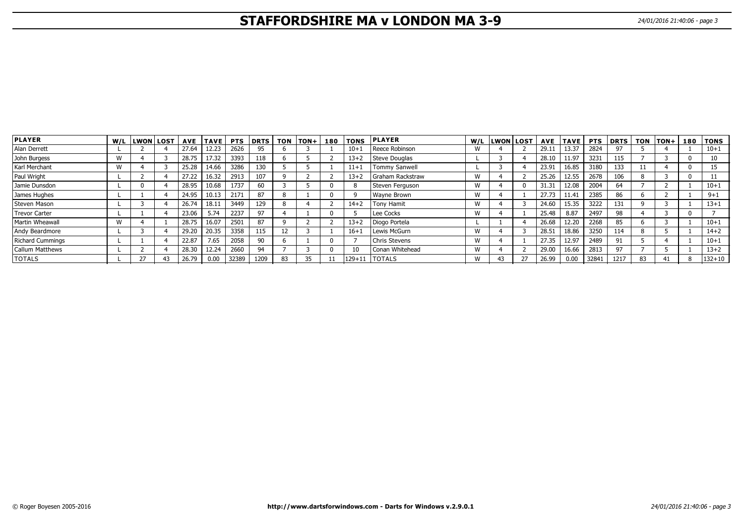# STAFFORDSHIRE MA v LONDON MA 3-9

| PLAYER | W/L | LWON | LOST | AVE | TAVE | PTS | DRTS | TON | TON+ | 180 | TONS | PLAYER | W/L | LWON | LOST | AVE | TAVE | PTS | DRTS | TON | TON+ | 180 | TONS |
|---|---|---|---|---|---|---|---|---|---|---|---|---|---|---|---|---|---|---|---|---|---|---|---|
| Alan Derrett | L | 2 | 4 | 27.64 | 12.23 | 2626 | 95 | 6 | 3 | 1 | 10+1 | Reece Robinson | W | 4 | 2 | 29.11 | 13.37 | 2824 | 97 | 5 | 4 | 1 | 10+1 |
| John Burgess | W | 4 | 3 | 28.75 | 17.32 | 3393 | 118 | 6 | 5 | 2 | 13+2 | Steve Douglas | L | 3 | 4 | 28.10 | 11.97 | 3231 | 115 | 7 | 3 | 0 | 10 |
| Karl Merchant | W | 4 | 3 | 25.28 | 14.66 | 3286 | 130 | 5 | 5 | 1 | 11+1 | Tommy Sanwell | L | 3 | 4 | 23.91 | 16.85 | 3180 | 133 | 11 | 4 | 0 | 15 |
| Paul Wright | L | 2 | 4 | 27.22 | 16.32 | 2913 | 107 | 9 | 2 | 2 | 13+2 | Graham Rackstraw | W | 4 | 2 | 25.26 | 12.55 | 2678 | 106 | 8 | 3 | 0 | 11 |
| Jamie Dunsdon | L | 0 | 4 | 28.95 | 10.68 | 1737 | 60 | 3 | 5 | 0 | 8 | Steven Ferguson | W | 4 | 0 | 31.31 | 12.08 | 2004 | 64 | 7 | 2 | 1 | 10+1 |
| James Hughes | L | 1 | 4 | 24.95 | 10.13 | 2171 | 87 | 8 | 1 | 0 | 9 | Wayne Brown | W | 4 | 1 | 27.73 | 11.41 | 2385 | 86 | 6 | 2 | 1 | 9+1 |
| Steven Mason | L | 3 | 4 | 26.74 | 18.11 | 3449 | 129 | 8 | 4 | 2 | 14+2 | Tony Hamit | W | 4 | 3 | 24.60 | 15.35 | 3222 | 131 | 9 | 3 | 1 | 13+1 |
| Trevor Carter | L | 1 | 4 | 23.06 | 5.74 | 2237 | 97 | 4 | 1 | 0 | 5 | Lee Cocks | W | 4 | 1 | 25.48 | 8.87 | 2497 | 98 | 4 | 3 | 0 | 7 |
| Martin Wheawall | W | 4 | 1 | 28.75 | 16.07 | 2501 | 87 | 9 | 2 | 2 | 13+2 | Diogo Portela | L | 1 | 4 | 26.68 | 12.20 | 2268 | 85 | 6 | 3 | 1 | 10+1 |
| Andy Beardmore | L | 3 | 4 | 29.20 | 20.35 | 3358 | 115 | 12 | 3 | 1 | 16+1 | Lewis McGurn | W | 4 | 3 | 28.51 | 18.86 | 3250 | 114 | 8 | 5 | 1 | 14+2 |
| Richard Cummings | L | 1 | 4 | 22.87 | 7.65 | 2058 | 90 | 6 | 1 | 0 | 7 | Chris Stevens | W | 4 | 1 | 27.35 | 12.97 | 2489 | 91 | 5 | 4 | 1 | 10+1 |
| Callum Matthews | L | 2 | 4 | 28.30 | 12.24 | 2660 | 94 | 7 | 3 | 0 | 10 | Conan Whitehead | W | 4 | 2 | 29.00 | 16.66 | 2813 | 97 | 7 | 5 | 1 | 13+2 |
| TOTALS | L | 27 | 43 | 26.79 | 0.00 | 32389 | 1209 | 83 | 35 | 11 | 129+11 | TOTALS | W | 43 | 27 | 26.99 | 0.00 | 32841 | 1217 | 83 | 41 | 8 | 132+10 |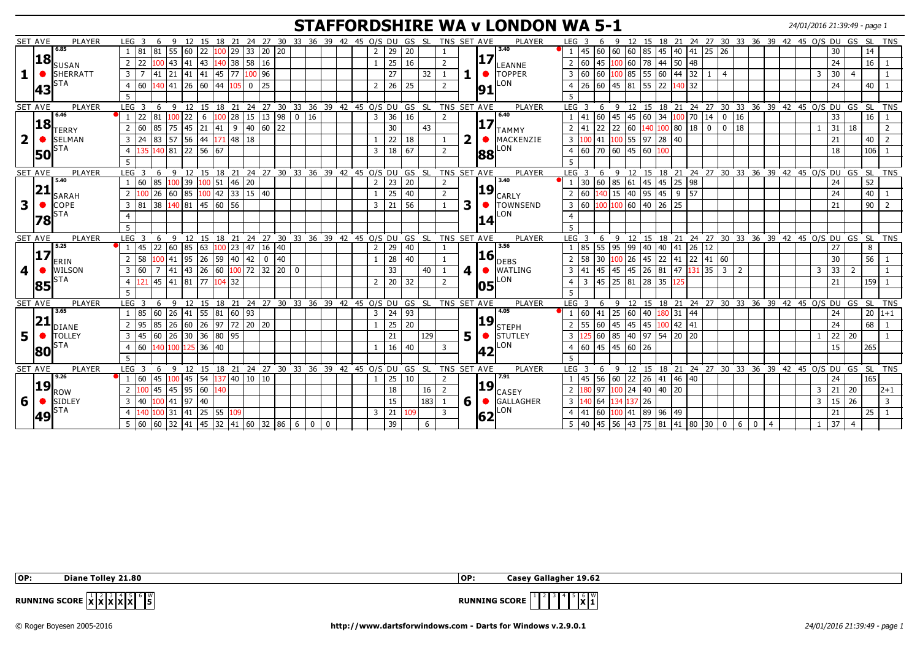# STAFFORDSHIRE WA v LONDON WA 5-1

24/01/2016 21:39:49 - page 1

| SET | AVE | PLAYER | LEG | 3 | 6 | 9 | 12 | 15 | 18 | 21 | 24 | 27 | 30 | 33 | 36 | 39 | 42 | 45 | O/S | DU | GS | SL | TNS | SET | AVE | PLAYER | LEG | 3 | 6 | 9 | 12 | 15 | 18 | 21 | 24 | 27 | 30 | 33 | 36 | 39 | 42 | 45 | O/S | DU | GS | SL | TNS |
|---|---|---|---|---|---|---|---|---|---|---|---|---|---|---|---|---|---|---|---|---|---|---|---|---|---|---|---|---|---|---|---|---|---|---|---|---|---|---|---|---|---|---|---|---|---|---|---|
| 1 | 18.43 (6.85) | SUSAN SHERRATT STA | 1 | 81 | 81 | 55 | 60 | 22 | 100 | 29 | 33 | 20 | 20 | | | | | | 2 | 29 | 20 | | 1 | 1 | 17.91 (3.40) | LEANNE TOPPER LON | 1 | 45 | 60 | 60 | 60 | 85 | 45 | 40 | 41 | 25 | 26 | | | | | | | 30 | | 14 | |
| | | | 2 | 22 | 100 | 43 | 41 | 43 | 140 | 38 | 58 | 16 | | | | | | | 1 | 25 | 16 | | 2 | | | | 2 | 60 | 45 | 100 | 60 | 78 | 44 | 50 | 48 | | | | | | | | | 24 | | 16 | 1 |
| | | | 3 | 7 | 41 | 21 | 41 | 41 | 45 | 77 | 100 | 96 | | | | | | | | 27 | | 32 | 1 | | | | 3 | 60 | 60 | 100 | 85 | 55 | 60 | 44 | 32 | 1 | 4 | | | | | | 3 | 30 | 4 | | 1 |
| | | | 4 | 60 | 140 | 41 | 26 | 60 | 44 | 105 | 0 | 25 | | | | | | | 2 | 26 | 25 | | 2 | | | | 4 | 26 | 60 | 45 | 81 | 55 | 22 | 140 | 32 | | | | | | | | | 24 | | 40 | 1 |
| 2 | 18.50 (6.46) | TERRY SELMAN STA | 1 | 22 | 81 | 100 | 22 | 6 | 100 | 28 | 15 | 13 | 98 | 0 | 16 | | | | 3 | 36 | 16 | | 2 | 2 | 17.88 (6.40) | TAMMY MACKENZIE LON | 1 | 41 | 60 | 45 | 45 | 60 | 34 | 100 | 70 | 14 | 0 | 16 | | | | | | 33 | | 16 | 1 |
| | | | 2 | 60 | 85 | 75 | 45 | 21 | 41 | 9 | 40 | 60 | 22 | | | | | | | 30 | | 43 | | | | | 2 | 41 | 22 | 22 | 60 | 140 | 100 | 80 | 18 | 0 | 0 | 18 | | | | | 1 | 31 | 18 | | 2 |
| | | | 3 | 24 | 83 | 57 | 56 | 44 | 171 | 48 | 18 | | | | | | | | 1 | 22 | 18 | | 1 | | | | 3 | 100 | 41 | 100 | 55 | 97 | 28 | 40 | | | | | | | | | | 21 | | 40 | 2 |
| | | | 4 | 135 | 140 | 81 | 22 | 56 | 67 | | | | | | | | | | 3 | 18 | 67 | | 2 | | | | 4 | 60 | 70 | 60 | 45 | 60 | 100 | | | | | | | | | | | 18 | | 106 | 1 |
| 3 | 21.78 (5.40) | SARAH COPE STA | 1 | 60 | 85 | 100 | 39 | 100 | 51 | 46 | 20 | | | | | | | | 2 | 23 | 20 | | 2 | 3 | 19.14 (3.40) | CARLY TOWNSEND LON | 1 | 30 | 60 | 85 | 61 | 45 | 45 | 25 | 98 | | | | | | | | | 24 | | 52 | |
| | | | 2 | 100 | 26 | 60 | 85 | 100 | 42 | 33 | 15 | 40 | | | | | | | 1 | 25 | 40 | | 2 | | | | 2 | 60 | 140 | 15 | 40 | 95 | 45 | 9 | 57 | | | | | | | | | 24 | | 40 | 1 |
| | | | 3 | 81 | 38 | 140 | 81 | 45 | 60 | 56 | | | | | | | | | 3 | 21 | 56 | | 1 | | | | 3 | 60 | 100 | 100 | 60 | 40 | 26 | 25 | | | | | | | | | | 21 | | 90 | 2 |
| 4 | 17.85 (5.25) | ERIN WILSON STA | 1 | 45 | 22 | 60 | 85 | 63 | 100 | 23 | 47 | 16 | 40 | | | | | | 2 | 29 | 40 | | 1 | 4 | 16.05 (3.56) | DEBS WATLING LON | 1 | 85 | 55 | 95 | 99 | 40 | 40 | 41 | 26 | 12 | | | | | | | | 27 | | 8 | |
| | | | 2 | 58 | 100 | 41 | 95 | 26 | 59 | 40 | 42 | 0 | 40 | | | | | | 1 | 28 | 40 | | 1 | | | | 2 | 58 | 30 | 100 | 26 | 45 | 22 | 41 | 22 | 41 | 60 | | | | | | | 30 | | 56 | 1 |
| | | | 3 | 60 | 7 | 41 | 43 | 26 | 60 | 100 | 72 | 32 | 20 | 0 | | | | | | 33 | | 40 | 1 | | | | 3 | 41 | 45 | 45 | 45 | 26 | 81 | 47 | 131 | 35 | 3 | 2 | | | | | 3 | 33 | 2 | | 1 |
| | | | 4 | 121 | 45 | 41 | 81 | 77 | 104 | 32 | | | | | | | | | 2 | 20 | 32 | | 2 | | | | 4 | 3 | 45 | 25 | 81 | 28 | 35 | 125 | | | | | | | | | | 21 | | 159 | 1 |
| 5 | 21.80 (3.65) | DIANE TOLLEY STA | 1 | 85 | 60 | 26 | 41 | 55 | 81 | 60 | 93 | | | | | | | | 3 | 24 | 93 | | | 5 | 19.42 (4.05) | STEPH STUTLEY LON | 1 | 60 | 41 | 25 | 60 | 40 | 180 | 31 | 44 | | | | | | | | | 24 | | 20 | 1+1 |
| | | | 2 | 95 | 85 | 26 | 60 | 26 | 97 | 72 | 20 | 20 | | | | | | | 1 | 25 | 20 | | | | | | 2 | 55 | 60 | 45 | 45 | 45 | 100 | 42 | 41 | | | | | | | | | 24 | | 68 | 1 |
| | | | 3 | 45 | 60 | 26 | 30 | 36 | 80 | 95 | | | | | | | | | | 21 | | 129 | | | | | 3 | 125 | 60 | 85 | 40 | 97 | 54 | 20 | 20 | | | | | | | | 1 | 22 | 20 | | 1 |
| | | | 4 | 60 | 140 | 100 | 125 | 36 | 40 | | | | | | | | | | 1 | 16 | 40 | | 3 | | | | 4 | 60 | 45 | 45 | 60 | 26 | | | | | | | | | | | | 15 | | 265 | |
| 6 | 19.49 (9.26) | ROW SIDLEY STA | 1 | 60 | 45 | 100 | 45 | 54 | 137 | 40 | 10 | 10 | | | | | | | 1 | 25 | 10 | | 2 | 6 | 19.62 (7.91) | CASEY GALLAGHER LON | 1 | 45 | 56 | 60 | 22 | 26 | 41 | 46 | 40 | | | | | | | | | 24 | | 165 | |
| | | | 2 | 100 | 45 | 45 | 95 | 60 | 140 | | | | | | | | | | | 18 | | 16 | 2 | | | | 2 | 180 | 97 | 100 | 24 | 40 | 40 | 20 | | | | | | | | | 3 | 21 | 20 | | 2+1 |
| | | | 3 | 40 | 100 | 41 | 97 | 40 | | | | | | | | | | | | 15 | | 183 | 1 | | | | 3 | 140 | 64 | 134 | 137 | 26 | | | | | | | | | | | 3 | 15 | 26 | | 3 |
| | | | 4 | 140 | 100 | 31 | 41 | 25 | 55 | 109 | | | | | | | | | 3 | 21 | 109 | | 3 | | | | 4 | 41 | 60 | 100 | 41 | 89 | 96 | 49 | | | | | | | | | | 21 | | 25 | 1 |
| | | | 5 | 60 | 60 | 32 | 41 | 45 | 32 | 41 | 60 | 32 | 86 | 6 | 0 | 0 | | | | 39 | | 6 | | | | | 5 | 40 | 45 | 56 | 43 | 75 | 81 | 41 | 80 | 30 | 0 | 6 | 0 | 4 | | | 1 | 37 | 4 | | |

OP: Diane Tolley 21.80 | OP: Casey Gallagher 19.62

RUNNING SCORE (STA): 1 X, 2 X, 3 X, 4 X, 5 X, 6 –, W 5

RUNNING SCORE (LON): 1 –, 2 –, 3 –, 4 –, 5 –, 6 X, W 1

© Roger Boyesen 2005-2016 http://www.dartsforwindows.com - Darts for Windows v.2.9.0.1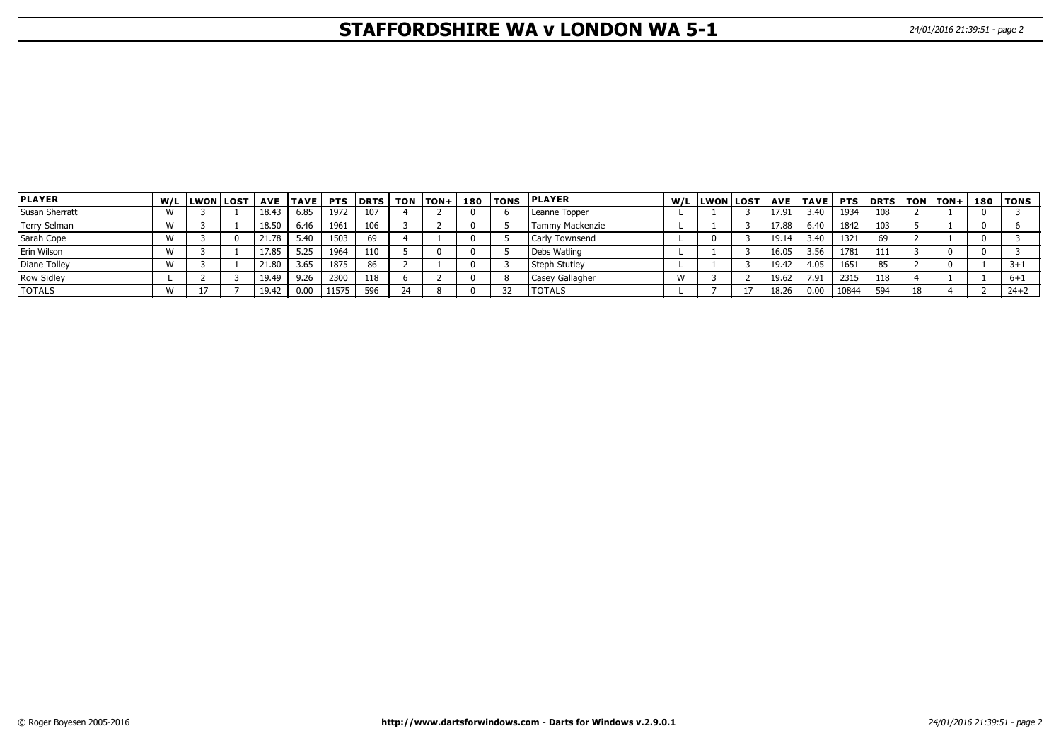# STAFFORDSHIRE WA v LONDON WA 5-1

| PLAYER | W/L | LWON | LOST | AVE | TAVE | PTS | DRTS | TON | TON+ | 180 | TONS | PLAYER | W/L | LWON | LOST | AVE | TAVE | PTS | DRTS | TON | TON+ | 180 | TONS |
|---|---|---|---|---|---|---|---|---|---|---|---|---|---|---|---|---|---|---|---|---|---|---|---|
| Susan Sherratt | W | 3 | 1 | 18.43 | 6.85 | 1972 | 107 | 4 | 2 | 0 | 6 | Leanne Topper | L | 1 | 3 | 17.91 | 3.40 | 1934 | 108 | 2 | 1 | 0 | 3 |
| Terry Selman | W | 3 | 1 | 18.50 | 6.46 | 1961 | 106 | 3 | 2 | 0 | 5 | Tammy Mackenzie | L | 1 | 3 | 17.88 | 6.40 | 1842 | 103 | 5 | 1 | 0 | 6 |
| Sarah Cope | W | 3 | 0 | 21.78 | 5.40 | 1503 | 69 | 4 | 1 | 0 | 5 | Carly Townsend | L | 0 | 3 | 19.14 | 3.40 | 1321 | 69 | 2 | 1 | 0 | 3 |
| Erin Wilson | W | 3 | 1 | 17.85 | 5.25 | 1964 | 110 | 5 | 0 | 0 | 5 | Debs Watling | L | 1 | 3 | 16.05 | 3.56 | 1781 | 111 | 3 | 0 | 0 | 3 |
| Diane Tolley | W | 3 | 1 | 21.80 | 3.65 | 1875 | 86 | 2 | 1 | 0 | 3 | Steph Stutley | L | 1 | 3 | 19.42 | 4.05 | 1651 | 85 | 2 | 0 | 1 | 3+1 |
| Row Sidley | L | 2 | 3 | 19.49 | 9.26 | 2300 | 118 | 6 | 2 | 0 | 8 | Casey Gallagher | W | 3 | 2 | 19.62 | 7.91 | 2315 | 118 | 4 | 1 | 1 | 6+1 |
| TOTALS | W | 17 | 7 | 19.42 | 0.00 | 11575 | 596 | 24 | 8 | 0 | 32 | TOTALS | L | 7 | 17 | 18.26 | 0.00 | 10844 | 594 | 18 | 4 | 2 | 24+2 |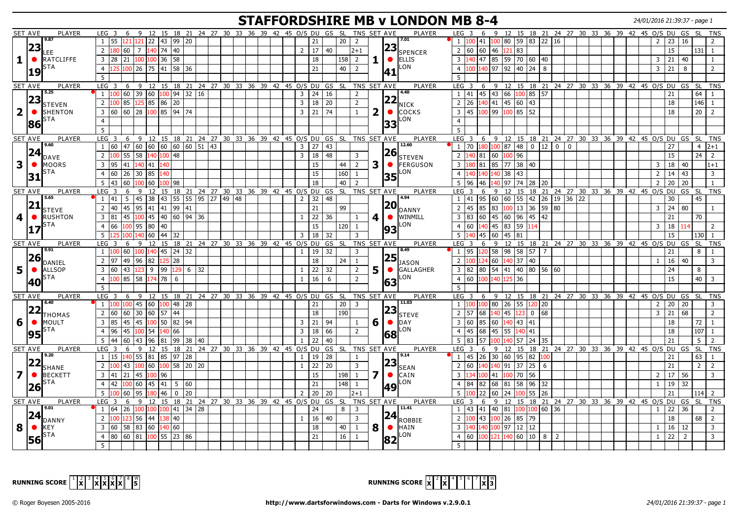# STAFFORDSHIRE MB v LONDON MB 8-4

24/01/2016 21:39:37 - page 1

| SET | AVE | PLAYER | LEG | 3 | 6 | 9 | 12 | 15 | 18 | 21 | 24 | 27 | 30 | 33 | 36 | 39 | 42 | 45 | O/S | DU | GS | SL | TNS | SET | AVE | PLAYER | LEG | 3 | 6 | 9 | 12 | 15 | 18 | 21 | 24 | 27 | 30 | 33 | 36 | 39 | 42 | 45 | O/S | DU | GS | SL | TNS |
|---|---|---|---|---|---|---|---|---|---|---|---|---|---|---|---|---|---|---|---|---|---|---|---|---|---|---|---|---|---|---|---|---|---|---|---|---|---|---|---|---|---|---|---|---|---|---|---|
| 1 | 23.19 (9.87) | LEE RATCLIFFE STA | 1 | 55 | 121 | 121 | 22 | 43 | 99 | 20 | | | | | | | | | | 21 | | 20 | 2 | 1 | 23.41 (7.01) | SPENCER ELLIS LON | 1 | 100 | 41 | 100 | 80 | 59 | 83 | 22 | 16 | | | | | | | | 2 | 23 | 16 | | 2 |
| | | | 2 | 180 | 60 | 7 | 140 | 74 | 40 | | | | | | | | | | 2 | 17 | 40 | | 2+1 | | | | 2 | 60 | 60 | 46 | 121 | 83 | | | | | | | | | | | | 15 | | 131 | 1 |
| | | | 3 | 28 | 21 | 100 | 100 | 36 | 58 | | | | | | | | | | | 18 | | 158 | 2 | | | | 3 | 140 | 47 | 85 | 59 | 70 | 60 | 40 | | | | | | | | | 3 | 21 | 40 | | 1 |
| | | | 4 | 125 | 100 | 26 | 75 | 41 | 58 | 36 | | | | | | | | | | 21 | | 40 | 2 | | | | 4 | 100 | 140 | 97 | 92 | 40 | 24 | 8 | | | | | | | | | 3 | 21 | 8 | | 2 |
| | | | 5 | | | | | | | | | | | | | | | | | | | | | | | | 5 | | | | | | | | | | | | | | | | | | | | |
| 2 | 23.86 (5.25) | STEVEN SHENTON STA | 1 | 100 | 60 | 39 | 60 | 100 | 94 | 32 | 16 | | | | | | | | 3 | 24 | 16 | | 2 | 2 | 22.33 (4.40) | NICK COCKS LON | 1 | 41 | 45 | 43 | 66 | 100 | 85 | 57 | | | | | | | | | | 21 | | 64 | 1 |
| | | | 2 | 100 | 85 | 125 | 85 | 86 | 20 | | | | | | | | | | 3 | 18 | 20 | | 2 | | | | 2 | 26 | 140 | 41 | 45 | 60 | 43 | | | | | | | | | | | 18 | | 146 | 1 |
| | | | 3 | 60 | 60 | 28 | 100 | 85 | 94 | 74 | | | | | | | | | 3 | 21 | 74 | | 1 | | | | 3 | 45 | 100 | 99 | 100 | 85 | 52 | | | | | | | | | | | 18 | | 20 | 2 |
| | | | 4 | | | | | | | | | | | | | | | | | | | | | | | | 4 | | | | | | | | | | | | | | | | | | | | |
| | | | 5 | | | | | | | | | | | | | | | | | | | | | | | | 5 | | | | | | | | | | | | | | | | | | | | |
| 3 | 24.31 (9.60) | DAVE MOORS STA | 1 | 60 | 47 | 60 | 60 | 60 | 60 | 60 | 51 | 43 | | | | | | | 3 | 27 | 43 | | | 3 | 26.35 (12.60) | STEVEN FERGUSON LON | 1 | 70 | 180 | 100 | 87 | 48 | 0 | 12 | 0 | 0 | | | | | | | | 27 | | 4 | 2+1 |
| | | | 2 | 100 | 55 | 58 | 140 | 100 | 48 | | | | | | | | | | 3 | 18 | 48 | | 3 | | | | 2 | 140 | 81 | 60 | 100 | 96 | | | | | | | | | | | | 15 | | 24 | 2 |
| | | | 3 | 95 | 41 | 140 | 41 | 140 | | | | | | | | | | | | 15 | | 44 | 2 | | | | 3 | 180 | 81 | 85 | 77 | 38 | 40 | | | | | | | | | | 3 | 18 | 40 | | 1+1 |
| | | | 4 | 60 | 26 | 30 | 85 | 140 | | | | | | | | | | | | 15 | | 160 | 1 | | | | 4 | 140 | 140 | 140 | 38 | 43 | | | | | | | | | | | 2 | 14 | 43 | | 3 |
| | | | 5 | 43 | 60 | 100 | 60 | 100 | 98 | | | | | | | | | | | 18 | | 40 | 2 | | | | 5 | 96 | 46 | 140 | 97 | 74 | 28 | 20 | | | | | | | | | 2 | 20 | 20 | | 1 |
| 4 | 21.17 (5.65) | STEVE RUSHTON STA | 1 | 41 | 5 | 45 | 38 | 43 | 55 | 55 | 95 | 27 | 49 | 48 | | | | | 2 | 32 | 48 | | | 4 | 20.93 (4.94) | DANNY WINMILL LON | 1 | 41 | 95 | 60 | 60 | 55 | 42 | 26 | 19 | 36 | 22 | | | | | | | 30 | | 45 | |
| | | | 2 | 40 | 45 | 95 | 41 | 41 | 99 | 41 | | | | | | | | | | 21 | | 99 | | | | | 2 | 45 | 85 | 83 | 100 | 13 | 36 | 59 | 80 | | | | | | | | 3 | 24 | 80 | | 1 |
| | | | 3 | 81 | 45 | 100 | 45 | 40 | 60 | 94 | 36 | | | | | | | | 1 | 22 | 36 | | 1 | | | | 3 | 83 | 60 | 45 | 60 | 96 | 45 | 42 | | | | | | | | | | 21 | | 70 | |
| | | | 4 | 66 | 100 | 95 | 80 | 40 | | | | | | | | | | | | 15 | | 120 | 1 | | | | 4 | 60 | 140 | 45 | 83 | 59 | 114 | | | | | | | | | | 3 | 18 | 114 | | 2 |
| | | | 5 | 125 | 100 | 140 | 60 | 44 | 32 | | | | | | | | | | 3 | 18 | 32 | | 3 | | | | 5 | 140 | 45 | 60 | 45 | 81 | | | | | | | | | | | | 15 | | 130 | 1 |
| 5 | 26.40 (9.91) | DANIEL ALLSOP STA | 1 | 100 | 60 | 100 | 140 | 45 | 24 | 32 | | | | | | | | | 1 | 19 | 32 | | 3 | 5 | 25.63 (8.49) | JASON GALLAGHER LON | 1 | 95 | 120 | 58 | 98 | 58 | 57 | 7 | | | | | | | | | | 21 | | 8 | 1 |
| | | | 2 | 97 | 49 | 96 | 82 | 125 | 28 | | | | | | | | | | | 18 | | 24 | 1 | | | | 2 | 100 | 124 | 60 | 140 | 37 | 40 | | | | | | | | | | 1 | 16 | 40 | | 3 |
| | | | 3 | 60 | 43 | 123 | 9 | 99 | 129 | 6 | 32 | | | | | | | | 1 | 22 | 32 | | 2 | | | | 3 | 82 | 80 | 54 | 41 | 40 | 80 | 56 | 60 | | | | | | | | | 24 | | 8 | |
| | | | 4 | 100 | 85 | 58 | 174 | 78 | 6 | | | | | | | | | | 1 | 16 | 6 | | 2 | | | | 4 | 60 | 100 | 140 | 125 | 36 | | | | | | | | | | | | 15 | | 40 | 3 |
| | | | 5 | | | | | | | | | | | | | | | | | | | | | | | | 5 | | | | | | | | | | | | | | | | | | | | |
| 6 | 22.95 (6.40) | THOMAS MOULT STA | 1 | 100 | 100 | 45 | 60 | 100 | 48 | 28 | | | | | | | | | | 21 | | 20 | 3 | 6 | 23.68 (11.03) | STEVE DAY LON | 1 | 100 | 100 | 80 | 26 | 55 | 120 | 20 | | | | | | | | | 2 | 20 | 20 | | 3 |
| | | | 2 | 60 | 60 | 30 | 60 | 57 | 44 | | | | | | | | | | | 18 | | 190 | | | | | 2 | 57 | 68 | 140 | 45 | 123 | 0 | 68 | | | | | | | | | 3 | 21 | 68 | | 2 |
| | | | 3 | 85 | 45 | 45 | 100 | 50 | 82 | 94 | | | | | | | | | 3 | 21 | 94 | | 1 | | | | 3 | 60 | 85 | 60 | 140 | 43 | 41 | | | | | | | | | | | 18 | | 72 | 1 |
| | | | 4 | 96 | 45 | 100 | 54 | 140 | 66 | | | | | | | | | | 3 | 18 | 66 | | 2 | | | | 4 | 45 | 68 | 45 | 55 | 140 | 41 | | | | | | | | | | | 18 | | 107 | 1 |
| | | | 5 | 44 | 60 | 43 | 96 | 81 | 99 | 38 | 40 | | | | | | | | 1 | 22 | 40 | | | | | | 5 | 83 | 57 | 100 | 140 | 57 | 24 | 35 | | | | | | | | | | 21 | | 5 | 2 |
| 7 | 22.26 (9.20) | SHANE BECKETT STA | 1 | 15 | 140 | 55 | 81 | 85 | 97 | 28 | | | | | | | | | 1 | 19 | 28 | | 1 | 7 | 23.49 (9.14) | SEAN CAIN LON | 1 | 45 | 26 | 30 | 60 | 95 | 82 | 100 | | | | | | | | | | 21 | | 63 | 1 |
| | | | 2 | 100 | 43 | 100 | 60 | 100 | 58 | 20 | 20 | | | | | | | | 1 | 22 | 20 | | 3 | | | | 2 | 60 | 140 | 140 | 91 | 37 | 25 | 6 | | | | | | | | | | 21 | | 2 | 2 |
| | | | 3 | 41 | 21 | 45 | 100 | 96 | | | | | | | | | | | | 15 | | 198 | 1 | | | | 3 | 134 | 100 | 41 | 100 | 70 | 56 | | | | | | | | | | 2 | 17 | 56 | | 3 |
| | | | 4 | 42 | 100 | 60 | 45 | 41 | 5 | 60 | | | | | | | | | | 21 | | 148 | 1 | | | | 4 | 84 | 82 | 68 | 81 | 58 | 96 | 32 | | | | | | | | | 1 | 19 | 32 | | |
| | | | 5 | 100 | 60 | 95 | 180 | 46 | 0 | 20 | | | | | | | | | 2 | 20 | 20 | | 2+1 | | | | 5 | 100 | 22 | 60 | 24 | 100 | 55 | 26 | | | | | | | | | | 21 | | 114 | 2 |
| 8 | 24.56 (9.01) | DANNY KEY STA | 1 | 64 | 26 | 100 | 100 | 100 | 41 | 34 | 28 | | | | | | | | | 24 | | 8 | 3 | 8 | 24.82 (11.41) | ROBBIE HAIN LON | 1 | 43 | 41 | 40 | 81 | 100 | 100 | 60 | 36 | | | | | | | | 1 | 22 | 36 | | 2 |
| | | | 2 | 100 | 123 | 56 | 44 | 138 | 40 | | | | | | | | | | 1 | 16 | 40 | | 3 | | | | 2 | 100 | 43 | 100 | 26 | 85 | 79 | | | | | | | | | | | 18 | | 68 | 2 |
| | | | 3 | 60 | 58 | 83 | 60 | 140 | 60 | | | | | | | | | | | 18 | | 40 | 1 | | | | 3 | 140 | 140 | 100 | 97 | 12 | 12 | | | | | | | | | | 1 | 16 | 12 | | 3 |
| | | | 4 | 80 | 60 | 81 | 100 | 55 | 23 | 86 | | | | | | | | | | 21 | | 16 | 1 | | | | 4 | 60 | 100 | 121 | 140 | 60 | 10 | 8 | 2 | | | | | | | | 1 | 22 | 2 | | 3 |
| | | | 5 | | | | | | | | | | | | | | | | | | | | | | | | 5 | | | | | | | | | | | | | | | | | | | | |

**RUNNING SCORE** (STAFFORDSHIRE): 1 | 2 X | 3 | 4 X | 5 X | 6 X | 7 X | 8 | W 5

**RUNNING SCORE** (LONDON): 1 X | 2 | 3 X | 4 | 5 | 6 | 7 | 8 X | W 3

© Roger Boyesen 2005-2016 http://www.dartsforwindows.com - Darts for Windows v.2.9.0.1 24/01/2016 21:39:37 - page 1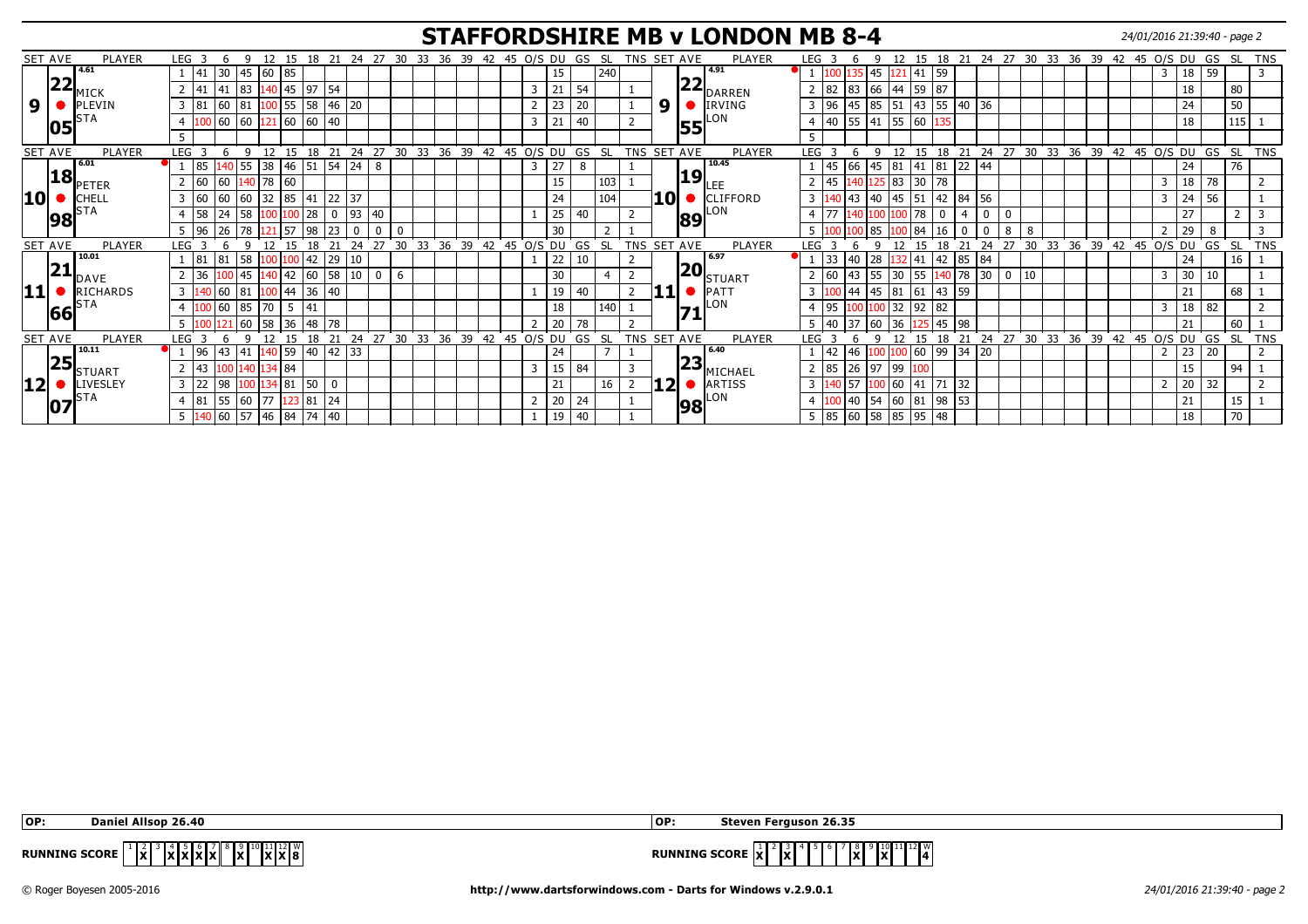# STAFFORDSHIRE MB v LONDON MB 8-4

24/01/2016 21:39:40 - page 2

| SET AVE | PLAYER | LEG | 3 | 6 | 9 | 12 | 15 | 18 | 21 | 24 | 27 | 30 | O/S | DU | GS | SL | TNS | SET AVE | PLAYER | LEG | 3 | 6 | 9 | 12 | 15 | 18 | 21 | 24 | 27 | 30 | O/S | DU | GS | SL | TNS |
|---|---|---|---|---|---|---|---|---|---|---|---|---|---|---|---|---|---|---|---|---|---|---|---|---|---|---|---|---|---|---|---|---|---|---|---|
| 9 | 22.05 MICK PLEVIN STA (4.61) | 1 | 41 | 30 | 45 | 60 | 85 | | | | | | | 15 | | 240 | | 9 | 22.55 DARREN IRVING LON (4.91) | 1 | 100 | 135 | 45 | 121 | 41 | 59 | | | | | 3 | 18 | 59 | | 3 |
| | | 2 | 41 | 41 | 83 | 140 | 45 | 97 | 54 | | | | 3 | 21 | 54 | | 1 | | | 2 | 82 | 83 | 66 | 44 | 59 | 87 | | | | | | 18 | | 80 | |
| | | 3 | 81 | 60 | 81 | 100 | 55 | 58 | 46 | 20 | | | 2 | 23 | 20 | | 1 | | | 3 | 96 | 45 | 85 | 51 | 43 | 55 | 40 | 36 | | | | 24 | | 50 | |
| | | 4 | 100 | 60 | 60 | 121 | 60 | 60 | 40 | | | | 3 | 21 | 40 | | 2 | | | 4 | 40 | 55 | 41 | 55 | 60 | 135 | | | | | | 18 | | 115 | 1 |
| | | 5 | | | | | | | | | | | | | | | | | | 5 | | | | | | | | | | | | | | | |
| 10 | 18.98 PETER CHELL STA (6.01) | 1 | 85 | 140 | 55 | 38 | 46 | 51 | 54 | 24 | 8 | | 3 | 27 | 8 | | 1 | 10 | 19.89 LEE CLIFFORD LON (10.45) | 1 | 45 | 66 | 45 | 81 | 41 | 81 | 22 | 44 | | | | 24 | | 76 | |
| | | 2 | 60 | 60 | 140 | 78 | 60 | | | | | | | 15 | | 103 | 1 | | | 2 | 45 | 140 | 125 | 83 | 30 | 78 | | | | | 3 | 18 | 78 | | 2 |
| | | 3 | 60 | 60 | 60 | 32 | 85 | 41 | 22 | 37 | | | | 24 | | 104 | | | | 3 | 140 | 43 | 40 | 45 | 51 | 42 | 84 | 56 | | | 3 | 24 | 56 | | 1 |
| | | 4 | 58 | 24 | 58 | 100 | 100 | 28 | 0 | 93 | 40 | | 1 | 25 | 40 | | 2 | | | 4 | 77 | 140 | 100 | 100 | 78 | 0 | 4 | 0 | 0 | | | 27 | | 2 | 3 |
| | | 5 | 96 | 26 | 78 | 121 | 57 | 98 | 23 | 0 | 0 | 0 | | 30 | | 2 | 1 | | | 5 | 100 | 100 | 85 | 100 | 84 | 16 | 0 | 0 | 8 | 8 | 2 | 29 | 8 | | 3 |
| 11 | 21.66 DAVE RICHARDS STA (10.01) | 1 | 81 | 81 | 58 | 100 | 100 | 42 | 29 | 10 | | | 1 | 22 | 10 | | 2 | 11 | 20.71 STUART PATT LON (6.97) | 1 | 33 | 40 | 28 | 132 | 41 | 42 | 85 | 84 | | | | 24 | | 16 | 1 |
| | | 2 | 36 | 100 | 45 | 140 | 42 | 60 | 58 | 10 | 0 | 6 | | 30 | | 4 | 2 | | | 2 | 60 | 43 | 55 | 30 | 55 | 140 | 78 | 30 | 0 | 10 | 3 | 30 | 10 | | 1 |
| | | 3 | 140 | 60 | 81 | 100 | 44 | 36 | 40 | | | | 1 | 19 | 40 | | 2 | | | 3 | 100 | 44 | 45 | 81 | 61 | 43 | 59 | | | | | 21 | | 68 | 1 |
| | | 4 | 100 | 60 | 85 | 70 | 5 | 41 | | | | | | 18 | | 140 | 1 | | | 4 | 95 | 100 | 100 | 32 | 92 | 82 | | | | | 3 | 18 | 82 | | 2 |
| | | 5 | 100 | 121 | 60 | 58 | 36 | 48 | 78 | | | | 2 | 20 | 78 | | 2 | | | 5 | 40 | 37 | 60 | 36 | 125 | 45 | 98 | | | | | 21 | | 60 | 1 |
| 12 | 25.07 STUART LIVESLEY STA (10.11) | 1 | 96 | 43 | 41 | 140 | 59 | 40 | 42 | 33 | | | | 24 | | 7 | 1 | 12 | 23.98 MICHAEL ARTISS LON (6.40) | 1 | 42 | 46 | 100 | 100 | 60 | 99 | 34 | 20 | | | 2 | 23 | 20 | | 2 |
| | | 2 | 43 | 100 | 140 | 134 | 84 | | | | | | 3 | 15 | 84 | | 3 | | | 2 | 85 | 26 | 97 | 99 | 100 | | | | | | | 15 | | 94 | 1 |
| | | 3 | 22 | 98 | 100 | 134 | 81 | 50 | 0 | | | | | 21 | | 16 | 2 | | | 3 | 140 | 57 | 100 | 60 | 41 | 71 | 32 | | | | 2 | 20 | 32 | | 2 |
| | | 4 | 81 | 55 | 60 | 77 | 123 | 81 | 24 | | | | 2 | 20 | 24 | | 1 | | | 4 | 100 | 40 | 54 | 60 | 81 | 98 | 53 | | | | | 21 | | 15 | 1 |
| | | 5 | 140 | 60 | 57 | 46 | 84 | 74 | 40 | | | | 1 | 19 | 40 | | 1 | | | 5 | 85 | 60 | 58 | 85 | 95 | 48 | | | | | | 18 | | 70 | |

**OP:** Daniel Allsop 26.40 | **OP:** Steven Ferguson 26.35

**RUNNING SCORE** (STA)

| 1 | 2 | 3 | 4 | 5 | 6 | 7 | 8 | 9 | 10 | 11 | 12 | W |
|---|---|---|---|---|---|---|---|---|---|---|---|---|
| | X | | X | X | X | X | | X | | X | X | 8 |

**RUNNING SCORE** (LON)

| 1 | 2 | 3 | 4 | 5 | 6 | 7 | 8 | 9 | 10 | 11 | 12 | W |
|---|---|---|---|---|---|---|---|---|---|---|---|---|
| X | | X | | | | | X | | X | | | 4 |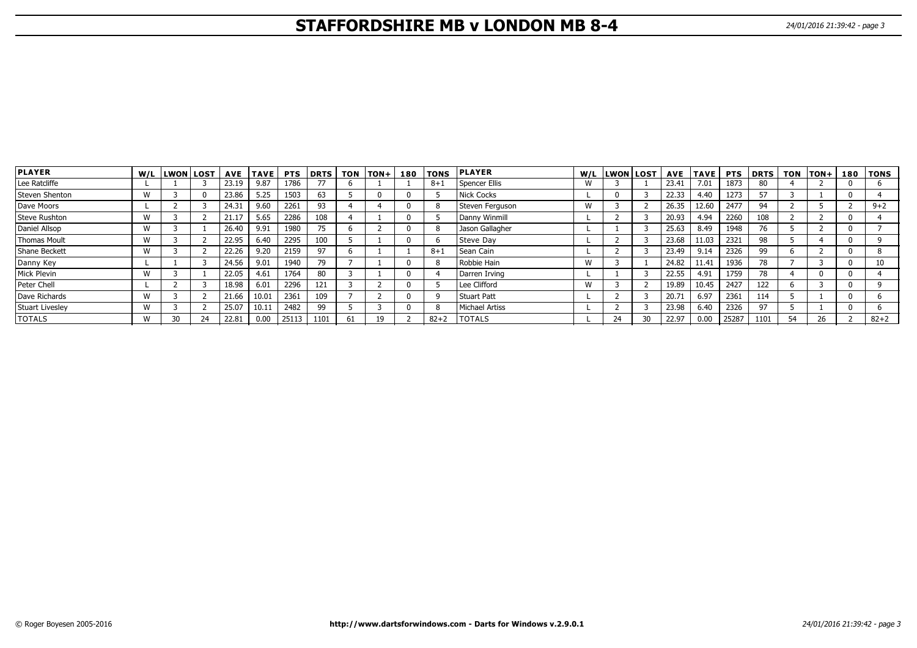# STAFFORDSHIRE MB v LONDON MB 8-4

| PLAYER | W/L | LWON | LOST | AVE | TAVE | PTS | DRTS | TON | TON+ | 180 | TONS | PLAYER | W/L | LWON | LOST | AVE | TAVE | PTS | DRTS | TON | TON+ | 180 | TONS |
|---|---|---|---|---|---|---|---|---|---|---|---|---|---|---|---|---|---|---|---|---|---|---|---|
| Lee Ratcliffe | L | 1 | 3 | 23.19 | 9.87 | 1786 | 77 | 6 | 1 | 1 | 8+1 | Spencer Ellis | W | 3 | 1 | 23.41 | 7.01 | 1873 | 80 | 4 | 2 | 0 | 6 |
| Steven Shenton | W | 3 | 0 | 23.86 | 5.25 | 1503 | 63 | 5 | 0 | 0 | 5 | Nick Cocks | L | 0 | 3 | 22.33 | 4.40 | 1273 | 57 | 3 | 1 | 0 | 4 |
| Dave Moors | L | 2 | 3 | 24.31 | 9.60 | 2261 | 93 | 4 | 4 | 0 | 8 | Steven Ferguson | W | 3 | 2 | 26.35 | 12.60 | 2477 | 94 | 2 | 5 | 2 | 9+2 |
| Steve Rushton | W | 3 | 2 | 21.17 | 5.65 | 2286 | 108 | 4 | 1 | 0 | 5 | Danny Winmill | L | 2 | 3 | 20.93 | 4.94 | 2260 | 108 | 2 | 2 | 0 | 4 |
| Daniel Allsop | W | 3 | 1 | 26.40 | 9.91 | 1980 | 75 | 6 | 2 | 0 | 8 | Jason Gallagher | L | 1 | 3 | 25.63 | 8.49 | 1948 | 76 | 5 | 2 | 0 | 7 |
| Thomas Moult | W | 3 | 2 | 22.95 | 6.40 | 2295 | 100 | 5 | 1 | 0 | 6 | Steve Day | L | 2 | 3 | 23.68 | 11.03 | 2321 | 98 | 5 | 4 | 0 | 9 |
| Shane Beckett | W | 3 | 2 | 22.26 | 9.20 | 2159 | 97 | 6 | 1 | 1 | 8+1 | Sean Cain | L | 2 | 3 | 23.49 | 9.14 | 2326 | 99 | 6 | 2 | 0 | 8 |
| Danny Key | L | 1 | 3 | 24.56 | 9.01 | 1940 | 79 | 7 | 1 | 0 | 8 | Robbie Hain | W | 3 | 1 | 24.82 | 11.41 | 1936 | 78 | 7 | 3 | 0 | 10 |
| Mick Plevin | W | 3 | 1 | 22.05 | 4.61 | 1764 | 80 | 3 | 1 | 0 | 4 | Darren Irving | L | 1 | 3 | 22.55 | 4.91 | 1759 | 78 | 4 | 0 | 0 | 4 |
| Peter Chell | L | 2 | 3 | 18.98 | 6.01 | 2296 | 121 | 3 | 2 | 0 | 5 | Lee Clifford | W | 3 | 2 | 19.89 | 10.45 | 2427 | 122 | 6 | 3 | 0 | 9 |
| Dave Richards | W | 3 | 2 | 21.66 | 10.01 | 2361 | 109 | 7 | 2 | 0 | 9 | Stuart Patt | L | 2 | 3 | 20.71 | 6.97 | 2361 | 114 | 5 | 1 | 0 | 6 |
| Stuart Livesley | W | 3 | 2 | 25.07 | 10.11 | 2482 | 99 | 5 | 3 | 0 | 8 | Michael Artiss | L | 2 | 3 | 23.98 | 6.40 | 2326 | 97 | 5 | 1 | 0 | 6 |
| TOTALS | W | 30 | 24 | 22.81 | 0.00 | 25113 | 1101 | 61 | 19 | 2 | 82+2 | TOTALS | L | 24 | 30 | 22.97 | 0.00 | 25287 | 1101 | 54 | 26 | 2 | 82+2 |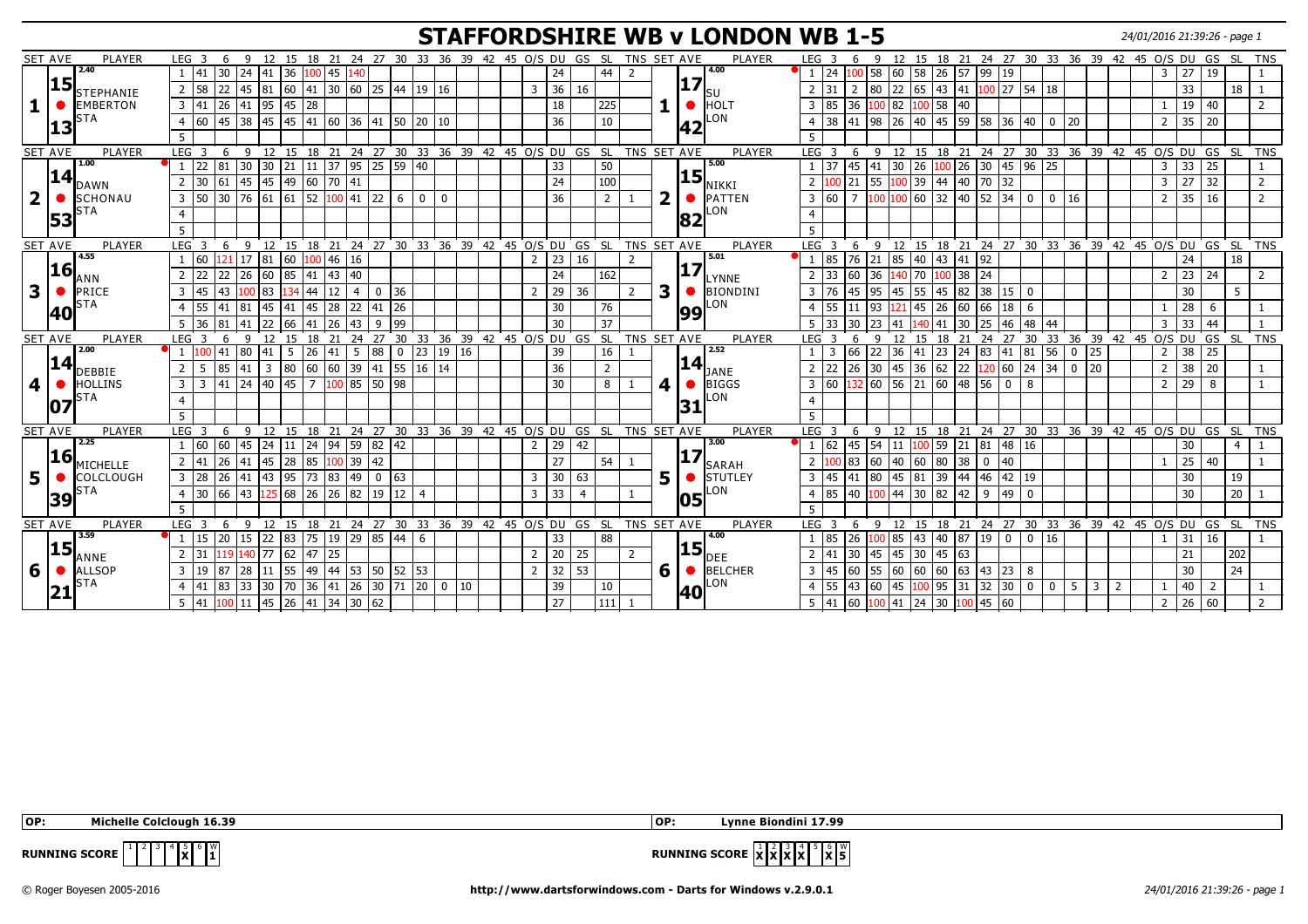# STAFFORDSHIRE WB v LONDON WB 1-5

24/01/2016 21:39:26 - page 1

| SET AVE | PLAYER | LEG | 3 | 6 | 9 | 12 | 15 | 18 | 21 | 24 | 27 | 30 | 33 | 36 | 39 | 42 | 45 | O/S | DU | GS | SL | TNS | SET AVE | PLAYER | LEG | 3 | 6 | 9 | 12 | 15 | 18 | 21 | 24 | 27 | 30 | 33 | 36 | 39 | 42 | 45 | O/S | DU | GS | SL | TNS |
|---|---|---|---|---|---|---|---|---|---|---|---|---|---|---|---|---|---|---|---|---|---|---|---|---|---|---|---|---|---|---|---|---|---|---|---|---|---|---|---|---|---|---|---|---|---|
| 15.13 (2.40) | 1 STEPHANIE EMBERTON STA | 1 | 41 | 30 | 24 | 41 | 36 | 100 | 45 | 140 | | | | | | | | | 24 | | 44 | 2 | 17.42 (4.00) | 1 SU HOLT LON | 1 | 24 | 100 | 58 | 60 | 58 | 26 | 57 | 99 | 19 | | | | | | | 3 | 27 | 19 | | 1 |
| | | 2 | 58 | 22 | 45 | 81 | 60 | 41 | 30 | 60 | 25 | 44 | 19 | 16 | | | | 3 | 36 | 16 | | | | | 2 | 31 | 2 | 80 | 22 | 65 | 43 | 41 | 100 | 27 | 54 | 18 | | | | | | 33 | | 18 | 1 |
| | | 3 | 41 | 26 | 41 | 95 | 45 | 28 | | | | | | | | | | | 18 | | 225 | | | | 3 | 85 | 36 | 100 | 82 | 100 | 58 | 40 | | | | | | | | | 1 | 19 | 40 | | 2 |
| | | 4 | 60 | 45 | 38 | 45 | 45 | 41 | 60 | 36 | 41 | 50 | 20 | 10 | | | | | 36 | | 10 | | | | 4 | 38 | 41 | 98 | 26 | 40 | 45 | 59 | 58 | 36 | 40 | 0 | 20 | | | | 2 | 35 | 20 | | |
| | | 5 | | | | | | | | | | | | | | | | | | | | | | | 5 | | | | | | | | | | | | | | | | | | | | |
| 14.53 (1.00) | 2 DAWN SCHONAU STA | 1 | 22 | 81 | 30 | 30 | 21 | 11 | 37 | 95 | 25 | 59 | 40 | | | | | | 33 | | 50 | | 15.82 (5.00) | 2 NIKKI PATTEN LON | 1 | 37 | 45 | 41 | 30 | 26 | 100 | 26 | 30 | 45 | 96 | 25 | | | | | 3 | 33 | 25 | | 1 |
| | | 2 | 30 | 61 | 45 | 45 | 49 | 60 | 70 | 41 | | | | | | | | | 24 | | 100 | | | | 2 | 100 | 21 | 55 | 100 | 39 | 44 | 40 | 70 | 32 | | | | | | | 3 | 27 | 32 | | 2 |
| | | 3 | 50 | 30 | 76 | 61 | 61 | 52 | 100 | 41 | 22 | 6 | 0 | 0 | | | | | 36 | | 2 | 1 | | | 3 | 60 | 7 | 100 | 100 | 60 | 32 | 40 | 52 | 34 | 0 | 0 | 16 | | | | 2 | 35 | 16 | | 2 |
| | | 4 | | | | | | | | | | | | | | | | | | | | | | | 4 | | | | | | | | | | | | | | | | | | | | |
| | | 5 | | | | | | | | | | | | | | | | | | | | | | | 5 | | | | | | | | | | | | | | | | | | | | |
| 16.40 (4.55) | 3 ANN PRICE STA | 1 | 60 | 121 | 17 | 81 | 60 | 100 | 46 | 16 | | | | | | | | 2 | 23 | 16 | | 2 | 17.99 (5.01) | 3 LYNNE BIONDINI LON | 1 | 85 | 76 | 21 | 85 | 40 | 43 | 41 | 92 | | | | | | | | | 24 | | 18 | |
| | | 2 | 22 | 22 | 26 | 60 | 85 | 41 | 43 | 40 | | | | | | | | | 24 | | 162 | | | | 2 | 33 | 60 | 36 | 140 | 70 | 100 | 38 | 24 | | | | | | | | 2 | 23 | 24 | | 2 |
| | | 3 | 45 | 43 | 100 | 83 | 134 | 44 | 12 | 4 | 0 | 36 | | | | | | 2 | 29 | 36 | | 2 | | | 3 | 76 | 45 | 95 | 45 | 55 | 45 | 82 | 38 | 15 | 0 | | | | | | | 30 | | 5 | |
| | | 4 | 55 | 41 | 81 | 45 | 41 | 45 | 28 | 22 | 41 | 26 | | | | | | | 30 | | 76 | | | | 4 | 55 | 11 | 93 | 121 | 45 | 26 | 60 | 66 | 18 | 6 | | | | | | 1 | 28 | 6 | | 1 |
| | | 5 | 36 | 81 | 41 | 22 | 66 | 41 | 26 | 43 | 9 | 99 | | | | | | | 30 | | 37 | | | | 5 | 33 | 30 | 23 | 41 | 140 | 41 | 30 | 25 | 46 | 48 | 44 | | | | | 3 | 33 | 44 | | 1 |
| 14.07 (2.00) | 4 DEBBIE HOLLINS STA | 1 | 100 | 41 | 80 | 41 | 5 | 26 | 41 | 5 | 88 | 0 | 23 | 19 | 16 | | | | 39 | | 16 | 1 | 14.31 (2.52) | 4 JANE BIGGS LON | 1 | 3 | 66 | 22 | 36 | 41 | 23 | 24 | 83 | 41 | 81 | 56 | 0 | 25 | | | 2 | 38 | 25 | | |
| | | 2 | 5 | 85 | 41 | 3 | 80 | 60 | 60 | 39 | 41 | 55 | 16 | 14 | | | | | 36 | | 2 | | | | 2 | 22 | 26 | 30 | 45 | 36 | 62 | 22 | 120 | 60 | 24 | 34 | 0 | 20 | | | 2 | 38 | 20 | | 1 |
| | | 3 | 3 | 41 | 24 | 40 | 45 | 7 | 100 | 85 | 50 | 98 | | | | | | | 30 | | 8 | 1 | | | 3 | 60 | 132 | 60 | 56 | 21 | 60 | 48 | 56 | 0 | 8 | | | | | | 2 | 29 | 8 | | 1 |
| | | 4 | | | | | | | | | | | | | | | | | | | | | | | 4 | | | | | | | | | | | | | | | | | | | | |
| | | 5 | | | | | | | | | | | | | | | | | | | | | | | 5 | | | | | | | | | | | | | | | | | | | | |
| 16.39 (2.25) | 5 MICHELLE COLCLOUGH STA | 1 | 60 | 60 | 45 | 24 | 11 | 24 | 94 | 59 | 82 | 42 | | | | | | 2 | 29 | 42 | | | 17.05 (3.00) | 5 SARAH STUTLEY LON | 1 | 62 | 45 | 54 | 11 | 100 | 59 | 21 | 81 | 48 | 16 | | | | | | | 30 | | 4 | 1 |
| | | 2 | 41 | 26 | 41 | 45 | 28 | 85 | 100 | 39 | 42 | | | | | | | | 27 | | 54 | 1 | | | 2 | 100 | 83 | 60 | 40 | 60 | 80 | 38 | 0 | 40 | | | | | | | 1 | 25 | 40 | | 1 |
| | | 3 | 28 | 26 | 41 | 43 | 95 | 73 | 83 | 49 | 0 | 63 | | | | | | 3 | 30 | 63 | | | | | 3 | 45 | 41 | 80 | 45 | 81 | 39 | 44 | 46 | 42 | 19 | | | | | | | 30 | | 19 | |
| | | 4 | 30 | 66 | 43 | 125 | 68 | 26 | 26 | 82 | 19 | 12 | 4 | | | | | 3 | 33 | 4 | | 1 | | | 4 | 85 | 40 | 100 | 44 | 30 | 82 | 42 | 9 | 49 | 0 | | | | | | | 30 | | 20 | 1 |
| | | 5 | | | | | | | | | | | | | | | | | | | | | | | 5 | | | | | | | | | | | | | | | | | | | | |
| 15.21 (3.59) | 6 ANNE ALLSOP STA | 1 | 15 | 20 | 15 | 22 | 83 | 75 | 19 | 29 | 85 | 44 | 6 | | | | | | 33 | | 88 | | 15.40 (4.00) | 6 DEE BELCHER LON | 1 | 85 | 26 | 100 | 85 | 43 | 40 | 87 | 19 | 0 | 0 | 16 | | | | | 1 | 31 | 16 | | 1 |
| | | 2 | 31 | 119 | 140 | 77 | 62 | 47 | 25 | | | | | | | | | 2 | 20 | 25 | | 2 | | | 2 | 41 | 30 | 45 | 45 | 30 | 45 | 63 | | | | | | | | | | 21 | | 202 | |
| | | 3 | 19 | 87 | 28 | 11 | 55 | 49 | 44 | 53 | 50 | 52 | 53 | | | | | 2 | 32 | 53 | | | | | 3 | 45 | 60 | 55 | 60 | 60 | 60 | 63 | 43 | 23 | 8 | | | | | | | 30 | | 24 | |
| | | 4 | 41 | 83 | 33 | 30 | 70 | 36 | 41 | 26 | 30 | 71 | 20 | 0 | 10 | | | | 39 | | 10 | | | | 4 | 55 | 43 | 60 | 45 | 100 | 95 | 31 | 32 | 30 | 0 | 0 | 5 | 3 | 2 | | 1 | 40 | 2 | | 1 |
| | | 5 | 41 | 100 | 11 | 45 | 26 | 41 | 34 | 30 | 62 | | | | | | | | 27 | | 111 | 1 | | | 5 | 41 | 60 | 100 | 41 | 24 | 30 | 100 | 45 | 60 | | | | | | | 2 | 26 | 60 | | 2 |

**OP:** Michelle Colclough 16.39

**OP:** Lynne Biondini 17.99

**RUNNING SCORE** (Staffordshire): 1 2 3 4 5 6 W — X in 5; W: 1

**RUNNING SCORE** (London): 1 2 3 4 5 6 W — X in 1, 2, 3, 4, 6; W: 5

© Roger Boyesen 2005-2016 http://www.dartsforwindows.com - Darts for Windows v.2.9.0.1 24/01/2016 21:39:26 - page 1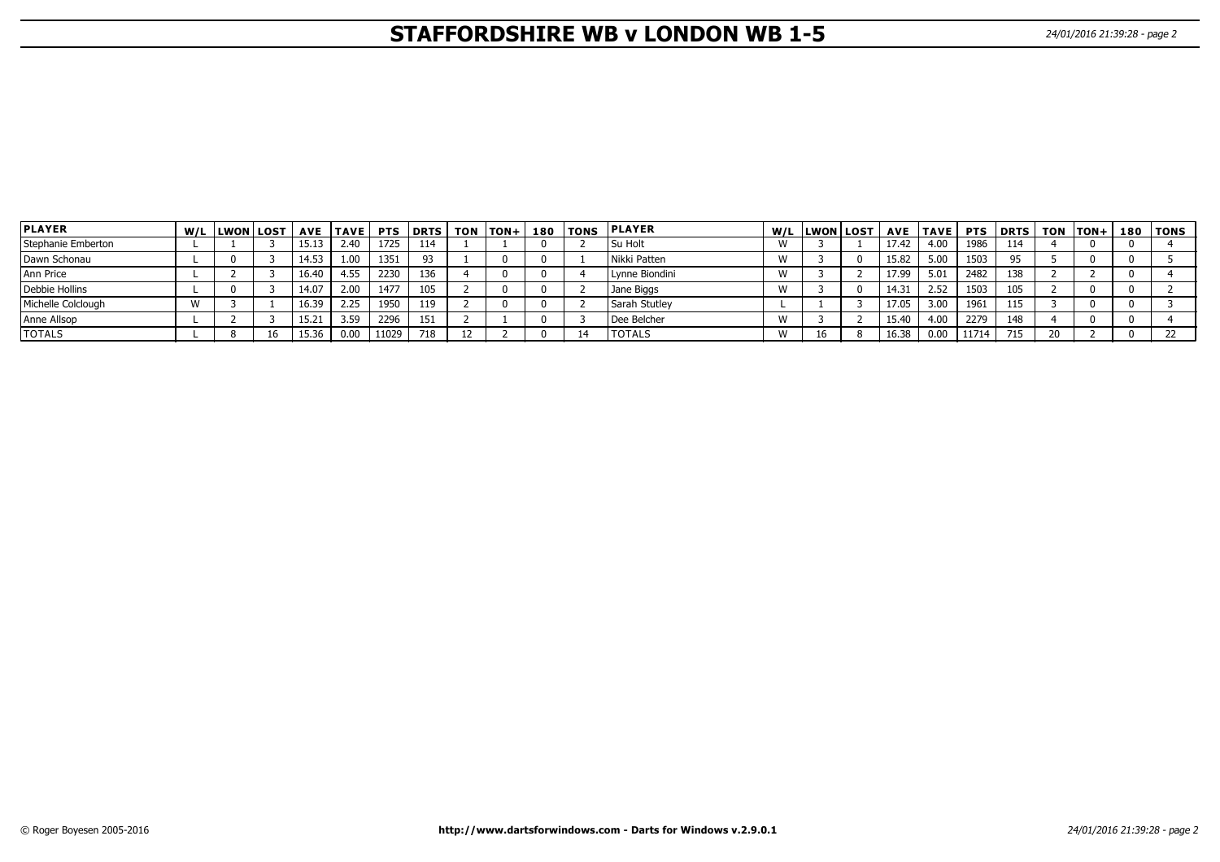# STAFFORDSHIRE WB v LONDON WB 1-5

| PLAYER | W/L | LWON | LOST | AVE | TAVE | PTS | DRTS | TON | TON+ | 180 | TONS | PLAYER | W/L | LWON | LOST | AVE | TAVE | PTS | DRTS | TON | TON+ | 180 | TONS |
|---|---|---|---|---|---|---|---|---|---|---|---|---|---|---|---|---|---|---|---|---|---|---|---|
| Stephanie Emberton | L | 1 | 3 | 15.13 | 2.40 | 1725 | 114 | 1 | 1 | 0 | 2 | Su Holt | W | 3 | 1 | 17.42 | 4.00 | 1986 | 114 | 4 | 0 | 0 | 4 |
| Dawn Schonau | L | 0 | 3 | 14.53 | 1.00 | 1351 | 93 | 1 | 0 | 0 | 1 | Nikki Patten | W | 3 | 0 | 15.82 | 5.00 | 1503 | 95 | 5 | 0 | 0 | 5 |
| Ann Price | L | 2 | 3 | 16.40 | 4.55 | 2230 | 136 | 4 | 0 | 0 | 4 | Lynne Biondini | W | 3 | 2 | 17.99 | 5.01 | 2482 | 138 | 2 | 2 | 0 | 4 |
| Debbie Hollins | L | 0 | 3 | 14.07 | 2.00 | 1477 | 105 | 2 | 0 | 0 | 2 | Jane Biggs | W | 3 | 0 | 14.31 | 2.52 | 1503 | 105 | 2 | 0 | 0 | 2 |
| Michelle Colclough | W | 3 | 1 | 16.39 | 2.25 | 1950 | 119 | 2 | 0 | 0 | 2 | Sarah Stutley | L | 1 | 3 | 17.05 | 3.00 | 1961 | 115 | 3 | 0 | 0 | 3 |
| Anne Allsop | L | 2 | 3 | 15.21 | 3.59 | 2296 | 151 | 2 | 1 | 0 | 3 | Dee Belcher | W | 3 | 2 | 15.40 | 4.00 | 2279 | 148 | 4 | 0 | 0 | 4 |
| TOTALS | L | 8 | 16 | 15.36 | 0.00 | 11029 | 718 | 12 | 2 | 0 | 14 | TOTALS | W | 16 | 8 | 16.38 | 0.00 | 11714 | 715 | 20 | 2 | 0 | 22 |

© Roger Boyesen 2005-2016 http://www.dartsforwindows.com - Darts for Windows v.2.9.0.1